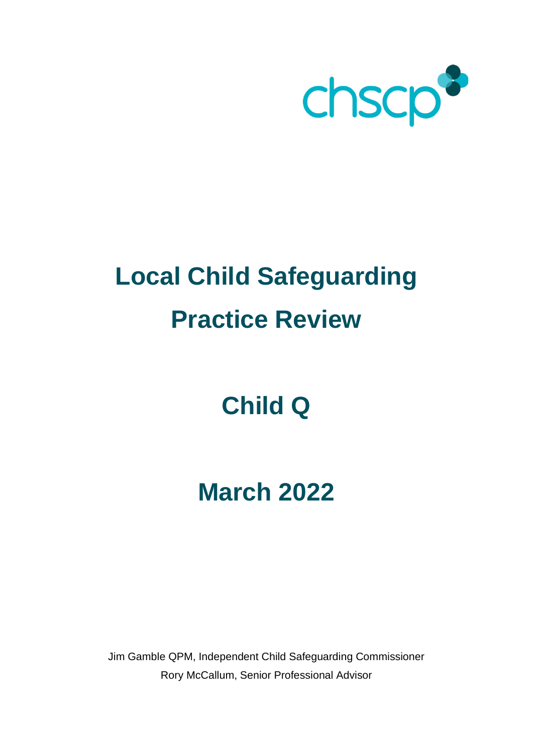chscp

# Local Child Safeguarding Practice Review

# Child Q

# March 2022

Jim Gamble QPM, Independent Child Safeguarding Commissioner
Rory McCallum, Senior Professional Advisor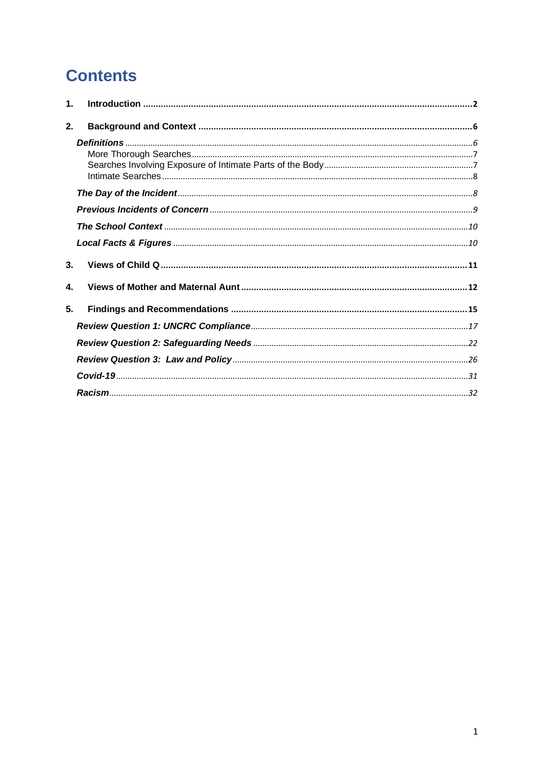# Contents

1. **Introduction** ..... 2
2. **Background and Context** ..... 6
    - ***Definitions*** ..... 6
        - More Thorough Searches ..... 7
        - Searches Involving Exposure of Intimate Parts of the Body ..... 7
        - Intimate Searches ..... 8
    - ***The Day of the Incident*** ..... 8
    - ***Previous Incidents of Concern*** ..... 9
    - ***The School Context*** ..... 10
    - ***Local Facts & Figures*** ..... 10
3. **Views of Child Q** ..... 11
4. **Views of Mother and Maternal Aunt** ..... 12
5. **Findings and Recommendations** ..... 15
    - ***Review Question 1: UNCRC Compliance*** ..... 17
    - ***Review Question 2: Safeguarding Needs*** ..... 22
    - ***Review Question 3: Law and Policy*** ..... 26
    - ***Covid-19*** ..... 31
    - ***Racism*** ..... 32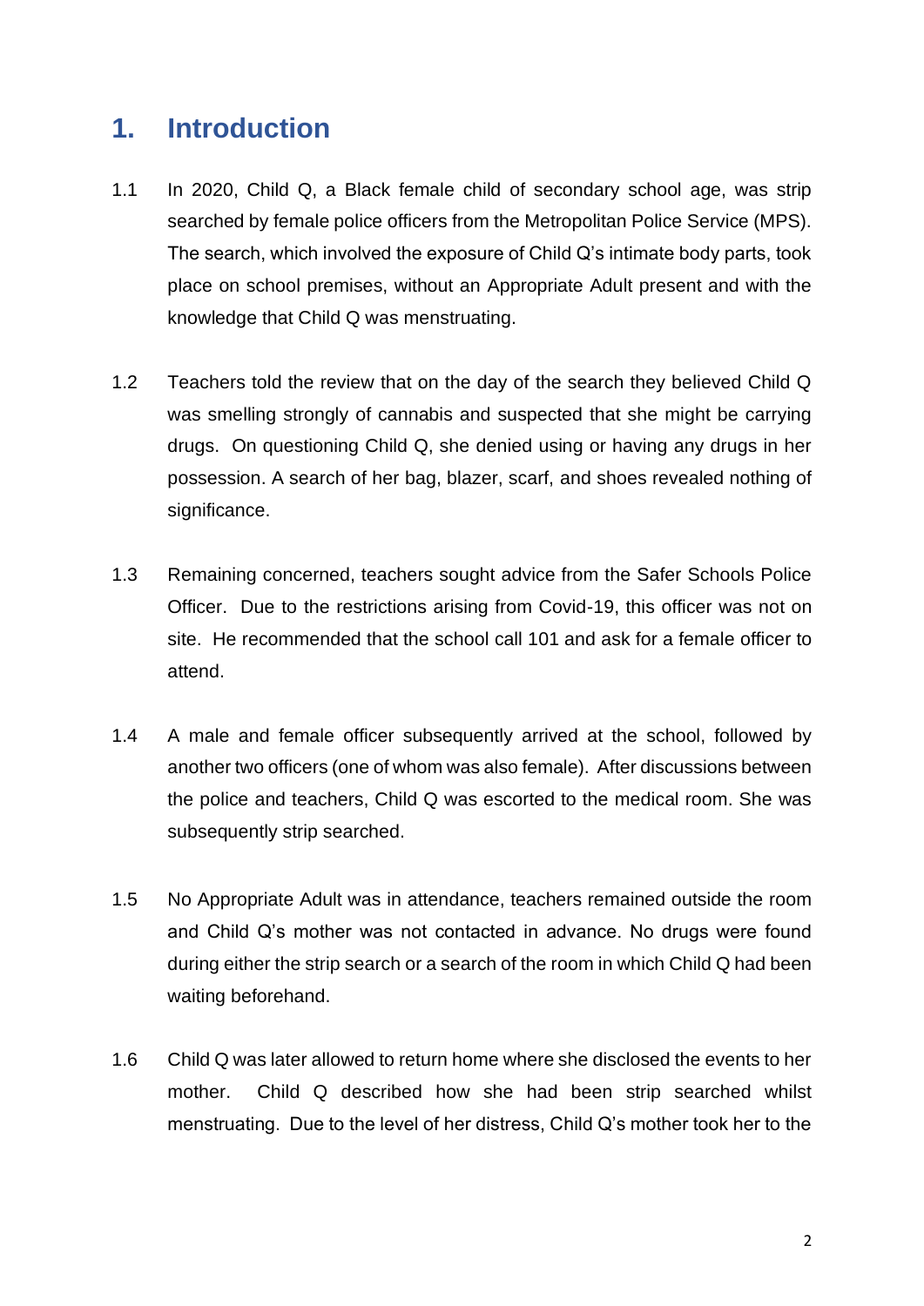# 1. Introduction

1.1 In 2020, Child Q, a Black female child of secondary school age, was strip searched by female police officers from the Metropolitan Police Service (MPS). The search, which involved the exposure of Child Q's intimate body parts, took place on school premises, without an Appropriate Adult present and with the knowledge that Child Q was menstruating.

1.2 Teachers told the review that on the day of the search they believed Child Q was smelling strongly of cannabis and suspected that she might be carrying drugs. On questioning Child Q, she denied using or having any drugs in her possession. A search of her bag, blazer, scarf, and shoes revealed nothing of significance.

1.3 Remaining concerned, teachers sought advice from the Safer Schools Police Officer. Due to the restrictions arising from Covid-19, this officer was not on site. He recommended that the school call 101 and ask for a female officer to attend.

1.4 A male and female officer subsequently arrived at the school, followed by another two officers (one of whom was also female). After discussions between the police and teachers, Child Q was escorted to the medical room. She was subsequently strip searched.

1.5 No Appropriate Adult was in attendance, teachers remained outside the room and Child Q's mother was not contacted in advance. No drugs were found during either the strip search or a search of the room in which Child Q had been waiting beforehand.

1.6 Child Q was later allowed to return home where she disclosed the events to her mother. Child Q described how she had been strip searched whilst menstruating. Due to the level of her distress, Child Q's mother took her to the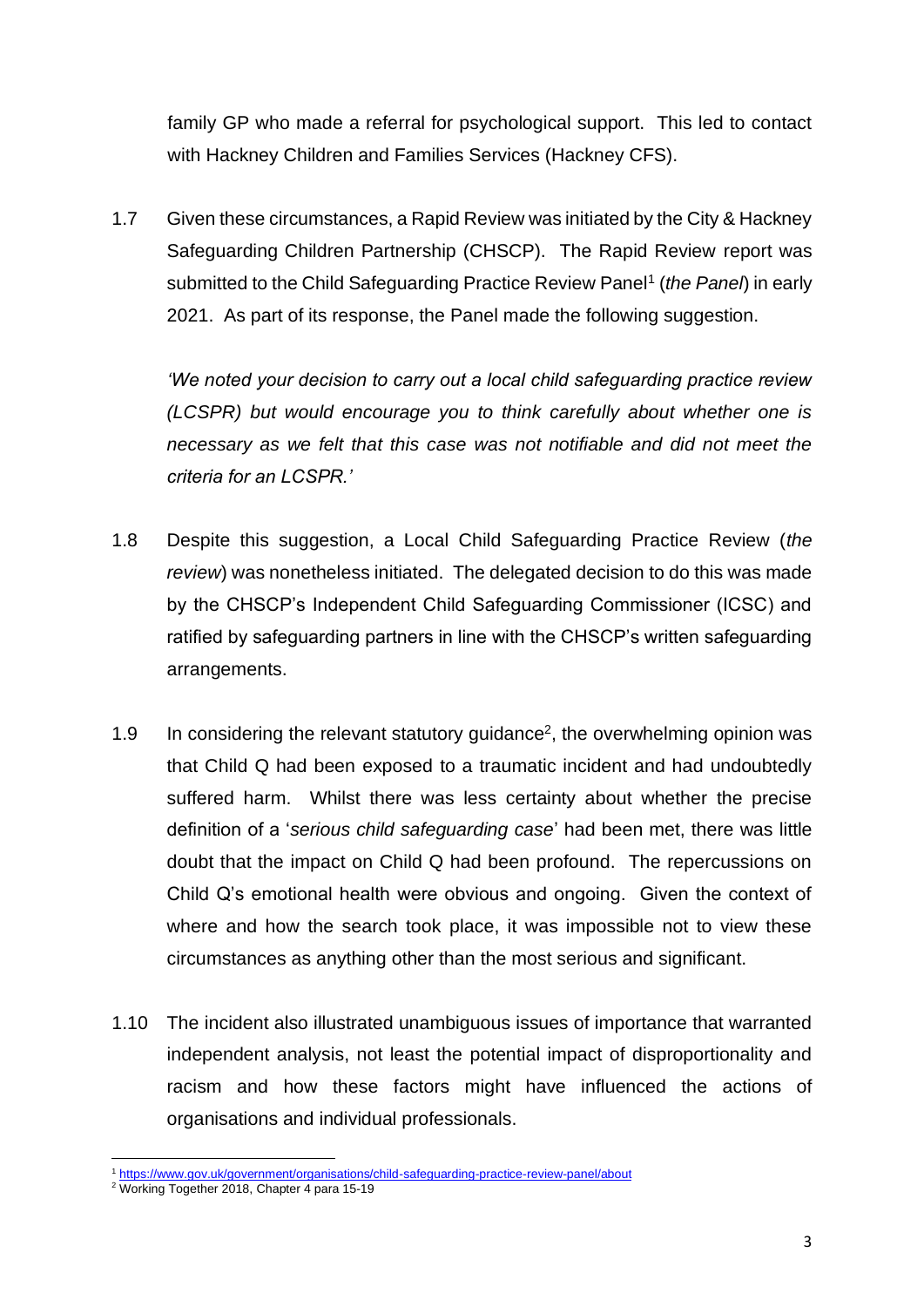family GP who made a referral for psychological support. This led to contact with Hackney Children and Families Services (Hackney CFS).

1.7 Given these circumstances, a Rapid Review was initiated by the City & Hackney Safeguarding Children Partnership (CHSCP). The Rapid Review report was submitted to the Child Safeguarding Practice Review Panel[1] (*the Panel*) in early 2021. As part of its response, the Panel made the following suggestion.

*'We noted your decision to carry out a local child safeguarding practice review (LCSPR) but would encourage you to think carefully about whether one is necessary as we felt that this case was not notifiable and did not meet the criteria for an LCSPR.'*

1.8 Despite this suggestion, a Local Child Safeguarding Practice Review (*the review*) was nonetheless initiated. The delegated decision to do this was made by the CHSCP's Independent Child Safeguarding Commissioner (ICSC) and ratified by safeguarding partners in line with the CHSCP's written safeguarding arrangements.

1.9 In considering the relevant statutory guidance[2], the overwhelming opinion was that Child Q had been exposed to a traumatic incident and had undoubtedly suffered harm. Whilst there was less certainty about whether the precise definition of a '*serious child safeguarding case*' had been met, there was little doubt that the impact on Child Q had been profound. The repercussions on Child Q's emotional health were obvious and ongoing. Given the context of where and how the search took place, it was impossible not to view these circumstances as anything other than the most serious and significant.

1.10 The incident also illustrated unambiguous issues of importance that warranted independent analysis, not least the potential impact of disproportionality and racism and how these factors might have influenced the actions of organisations and individual professionals.

---

[1] https://www.gov.uk/government/organisations/child-safeguarding-practice-review-panel/about

[2] Working Together 2018, Chapter 4 para 15-19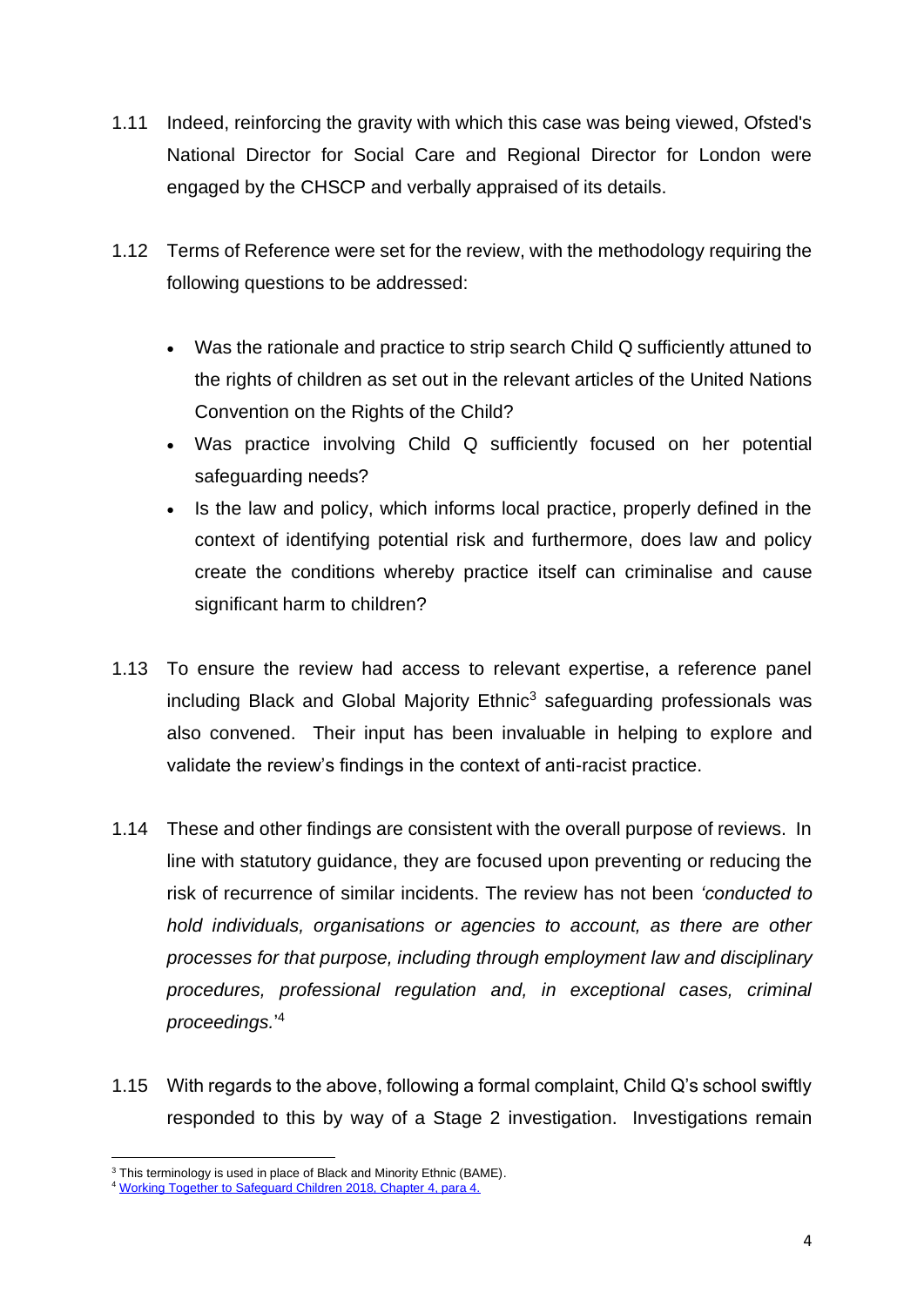1.11 Indeed, reinforcing the gravity with which this case was being viewed, Ofsted's National Director for Social Care and Regional Director for London were engaged by the CHSCP and verbally appraised of its details.

1.12 Terms of Reference were set for the review, with the methodology requiring the following questions to be addressed:

- Was the rationale and practice to strip search Child Q sufficiently attuned to the rights of children as set out in the relevant articles of the United Nations Convention on the Rights of the Child?
- Was practice involving Child Q sufficiently focused on her potential safeguarding needs?
- Is the law and policy, which informs local practice, properly defined in the context of identifying potential risk and furthermore, does law and policy create the conditions whereby practice itself can criminalise and cause significant harm to children?

1.13 To ensure the review had access to relevant expertise, a reference panel including Black and Global Majority Ethnic[3] safeguarding professionals was also convened. Their input has been invaluable in helping to explore and validate the review's findings in the context of anti-racist practice.

1.14 These and other findings are consistent with the overall purpose of reviews. In line with statutory guidance, they are focused upon preventing or reducing the risk of recurrence of similar incidents. The review has not been *'conducted to hold individuals, organisations or agencies to account, as there are other processes for that purpose, including through employment law and disciplinary procedures, professional regulation and, in exceptional cases, criminal proceedings.'*[4]

1.15 With regards to the above, following a formal complaint, Child Q's school swiftly responded to this by way of a Stage 2 investigation. Investigations remain

---

[3] This terminology is used in place of Black and Minority Ethnic (BAME).

[4] [Working Together to Safeguard Children 2018, Chapter 4, para 4.]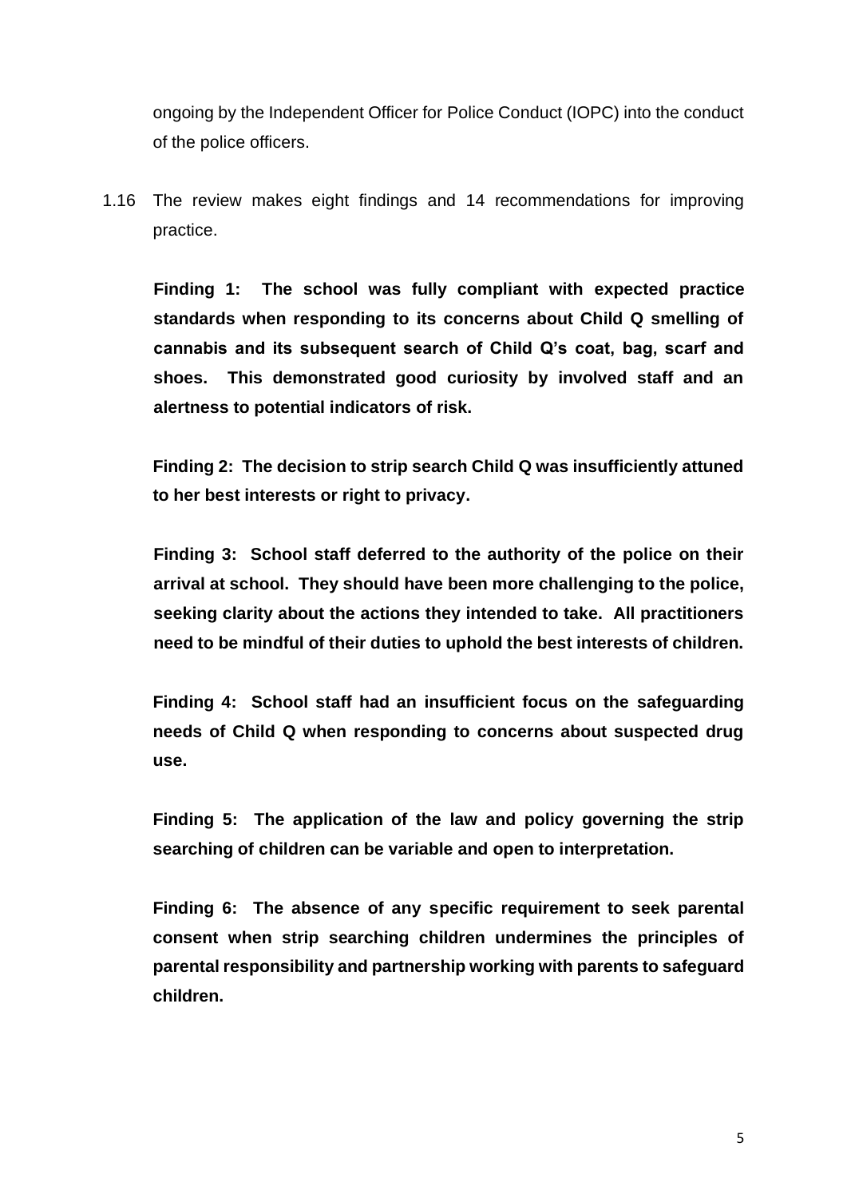ongoing by the Independent Officer for Police Conduct (IOPC) into the conduct of the police officers.

1.16 The review makes eight findings and 14 recommendations for improving practice.

**Finding 1: The school was fully compliant with expected practice standards when responding to its concerns about Child Q smelling of cannabis and its subsequent search of Child Q's coat, bag, scarf and shoes. This demonstrated good curiosity by involved staff and an alertness to potential indicators of risk.**

**Finding 2: The decision to strip search Child Q was insufficiently attuned to her best interests or right to privacy.**

**Finding 3: School staff deferred to the authority of the police on their arrival at school. They should have been more challenging to the police, seeking clarity about the actions they intended to take. All practitioners need to be mindful of their duties to uphold the best interests of children.**

**Finding 4: School staff had an insufficient focus on the safeguarding needs of Child Q when responding to concerns about suspected drug use.**

**Finding 5: The application of the law and policy governing the strip searching of children can be variable and open to interpretation.**

**Finding 6: The absence of any specific requirement to seek parental consent when strip searching children undermines the principles of parental responsibility and partnership working with parents to safeguard children.**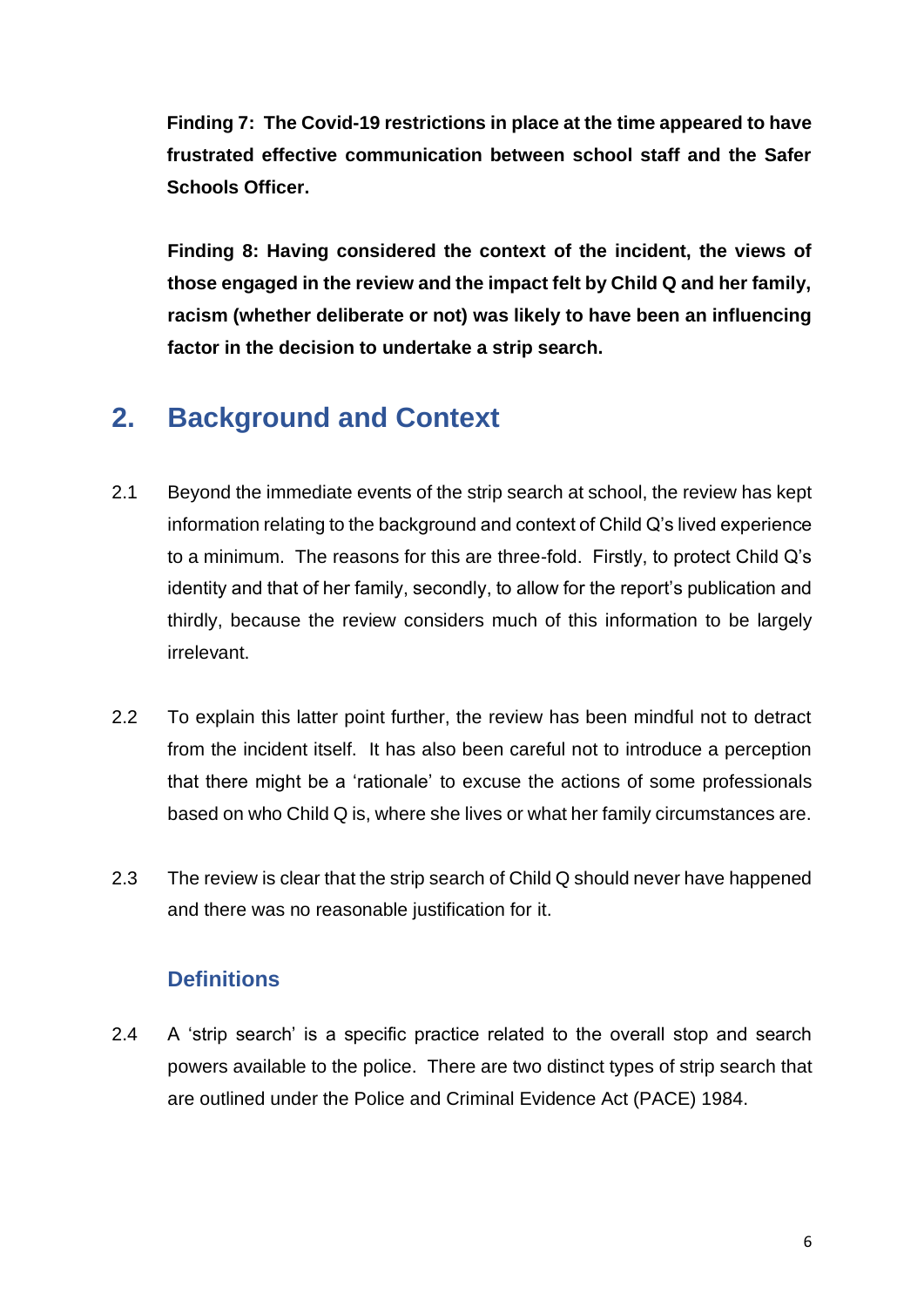**Finding 7: The Covid-19 restrictions in place at the time appeared to have frustrated effective communication between school staff and the Safer Schools Officer.**

**Finding 8: Having considered the context of the incident, the views of those engaged in the review and the impact felt by Child Q and her family, racism (whether deliberate or not) was likely to have been an influencing factor in the decision to undertake a strip search.**

## 2. Background and Context

2.1 Beyond the immediate events of the strip search at school, the review has kept information relating to the background and context of Child Q's lived experience to a minimum. The reasons for this are three-fold. Firstly, to protect Child Q's identity and that of her family, secondly, to allow for the report's publication and thirdly, because the review considers much of this information to be largely irrelevant.

2.2 To explain this latter point further, the review has been mindful not to detract from the incident itself. It has also been careful not to introduce a perception that there might be a 'rationale' to excuse the actions of some professionals based on who Child Q is, where she lives or what her family circumstances are.

2.3 The review is clear that the strip search of Child Q should never have happened and there was no reasonable justification for it.

### Definitions

2.4 A 'strip search' is a specific practice related to the overall stop and search powers available to the police. There are two distinct types of strip search that are outlined under the Police and Criminal Evidence Act (PACE) 1984.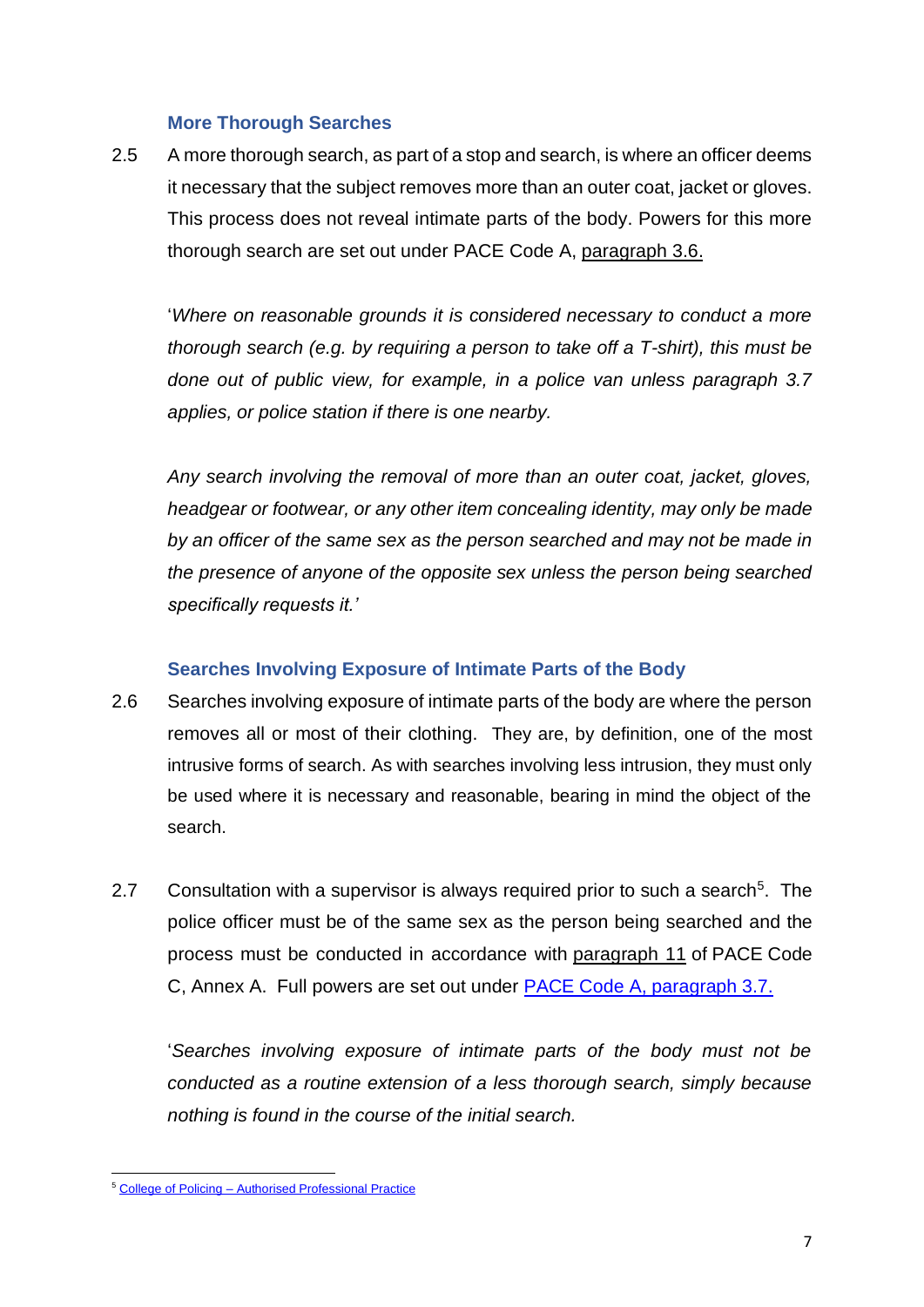### More Thorough Searches

2.5 A more thorough search, as part of a stop and search, is where an officer deems it necessary that the subject removes more than an outer coat, jacket or gloves. This process does not reveal intimate parts of the body. Powers for this more thorough search are set out under PACE Code A, paragraph 3.6.

'*Where on reasonable grounds it is considered necessary to conduct a more thorough search (e.g. by requiring a person to take off a T-shirt), this must be done out of public view, for example, in a police van unless paragraph 3.7 applies, or police station if there is one nearby.*

*Any search involving the removal of more than an outer coat, jacket, gloves, headgear or footwear, or any other item concealing identity, may only be made by an officer of the same sex as the person searched and may not be made in the presence of anyone of the opposite sex unless the person being searched specifically requests it.*'

### Searches Involving Exposure of Intimate Parts of the Body

2.6 Searches involving exposure of intimate parts of the body are where the person removes all or most of their clothing. They are, by definition, one of the most intrusive forms of search. As with searches involving less intrusion, they must only be used where it is necessary and reasonable, bearing in mind the object of the search.

2.7 Consultation with a supervisor is always required prior to such a search[5]. The police officer must be of the same sex as the person being searched and the process must be conducted in accordance with paragraph 11 of PACE Code C, Annex A. Full powers are set out under PACE Code A, paragraph 3.7.

'*Searches involving exposure of intimate parts of the body must not be conducted as a routine extension of a less thorough search, simply because nothing is found in the course of the initial search.*

[5] College of Policing – Authorised Professional Practice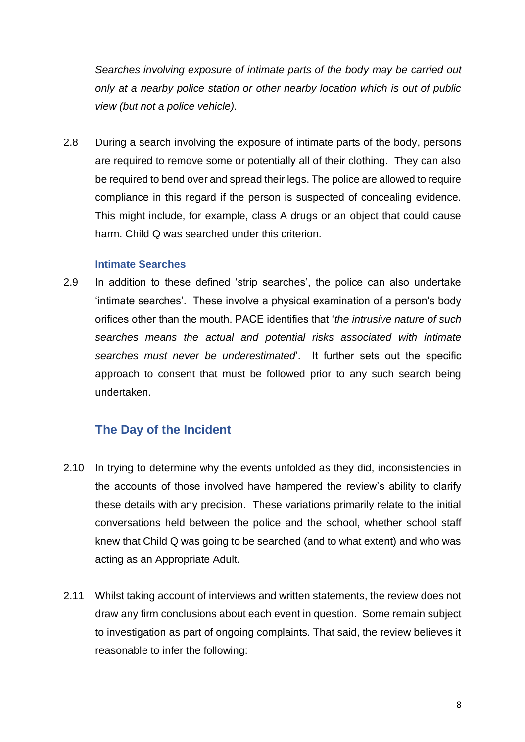*Searches involving exposure of intimate parts of the body may be carried out only at a nearby police station or other nearby location which is out of public view (but not a police vehicle).*

2.8 During a search involving the exposure of intimate parts of the body, persons are required to remove some or potentially all of their clothing. They can also be required to bend over and spread their legs. The police are allowed to require compliance in this regard if the person is suspected of concealing evidence. This might include, for example, class A drugs or an object that could cause harm. Child Q was searched under this criterion.

### Intimate Searches

2.9 In addition to these defined 'strip searches', the police can also undertake 'intimate searches'. These involve a physical examination of a person's body orifices other than the mouth. PACE identifies that '*the intrusive nature of such searches means the actual and potential risks associated with intimate searches must never be underestimated*'. It further sets out the specific approach to consent that must be followed prior to any such search being undertaken.

## The Day of the Incident

2.10 In trying to determine why the events unfolded as they did, inconsistencies in the accounts of those involved have hampered the review's ability to clarify these details with any precision. These variations primarily relate to the initial conversations held between the police and the school, whether school staff knew that Child Q was going to be searched (and to what extent) and who was acting as an Appropriate Adult.

2.11 Whilst taking account of interviews and written statements, the review does not draw any firm conclusions about each event in question. Some remain subject to investigation as part of ongoing complaints. That said, the review believes it reasonable to infer the following: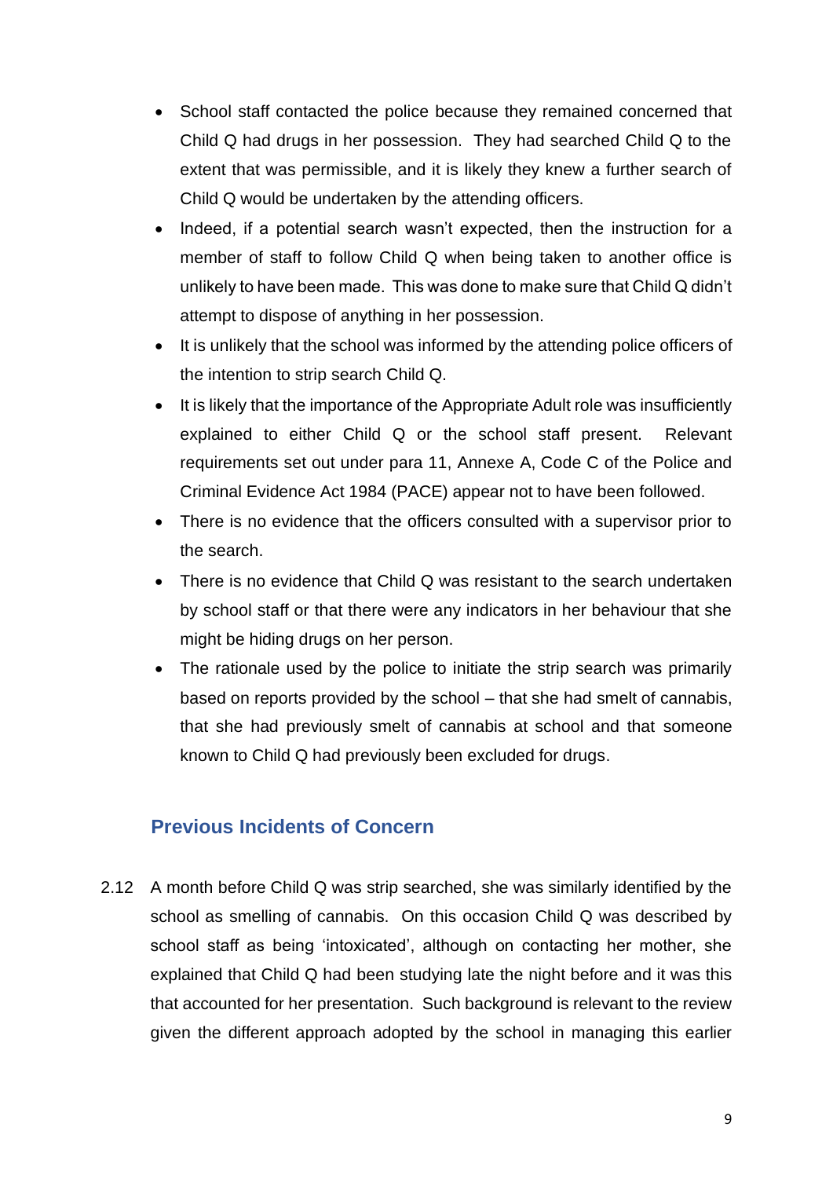- School staff contacted the police because they remained concerned that Child Q had drugs in her possession. They had searched Child Q to the extent that was permissible, and it is likely they knew a further search of Child Q would be undertaken by the attending officers.
- Indeed, if a potential search wasn't expected, then the instruction for a member of staff to follow Child Q when being taken to another office is unlikely to have been made. This was done to make sure that Child Q didn't attempt to dispose of anything in her possession.
- It is unlikely that the school was informed by the attending police officers of the intention to strip search Child Q.
- It is likely that the importance of the Appropriate Adult role was insufficiently explained to either Child Q or the school staff present. Relevant requirements set out under para 11, Annexe A, Code C of the Police and Criminal Evidence Act 1984 (PACE) appear not to have been followed.
- There is no evidence that the officers consulted with a supervisor prior to the search.
- There is no evidence that Child Q was resistant to the search undertaken by school staff or that there were any indicators in her behaviour that she might be hiding drugs on her person.
- The rationale used by the police to initiate the strip search was primarily based on reports provided by the school – that she had smelt of cannabis, that she had previously smelt of cannabis at school and that someone known to Child Q had previously been excluded for drugs.

## Previous Incidents of Concern

2.12 A month before Child Q was strip searched, she was similarly identified by the school as smelling of cannabis. On this occasion Child Q was described by school staff as being 'intoxicated', although on contacting her mother, she explained that Child Q had been studying late the night before and it was this that accounted for her presentation. Such background is relevant to the review given the different approach adopted by the school in managing this earlier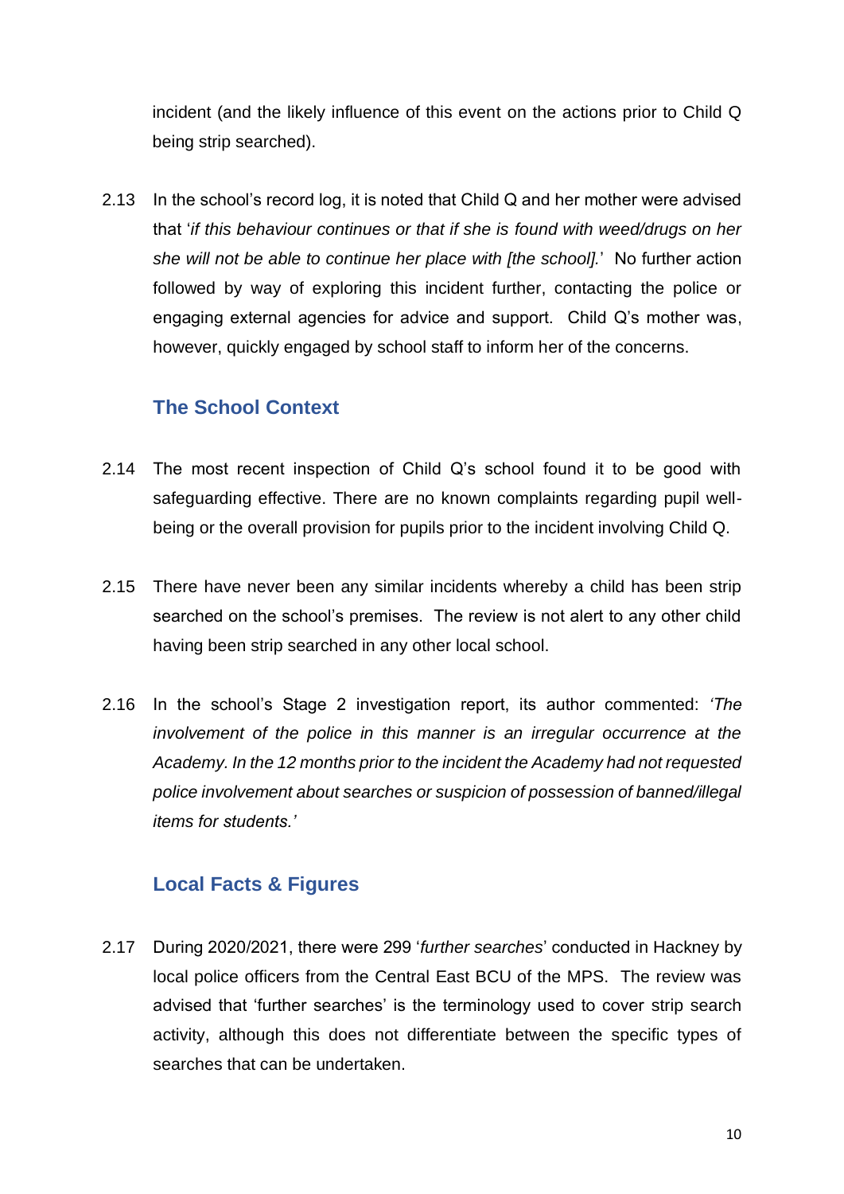incident (and the likely influence of this event on the actions prior to Child Q being strip searched).

2.13 In the school's record log, it is noted that Child Q and her mother were advised that '*if this behaviour continues or that if she is found with weed/drugs on her she will not be able to continue her place with [the school].*' No further action followed by way of exploring this incident further, contacting the police or engaging external agencies for advice and support. Child Q's mother was, however, quickly engaged by school staff to inform her of the concerns.

## The School Context

2.14 The most recent inspection of Child Q's school found it to be good with safeguarding effective. There are no known complaints regarding pupil well-being or the overall provision for pupils prior to the incident involving Child Q.

2.15 There have never been any similar incidents whereby a child has been strip searched on the school's premises. The review is not alert to any other child having been strip searched in any other local school.

2.16 In the school's Stage 2 investigation report, its author commented: *'The involvement of the police in this manner is an irregular occurrence at the Academy. In the 12 months prior to the incident the Academy had not requested police involvement about searches or suspicion of possession of banned/illegal items for students.'*

## Local Facts & Figures

2.17 During 2020/2021, there were 299 '*further searches*' conducted in Hackney by local police officers from the Central East BCU of the MPS. The review was advised that 'further searches' is the terminology used to cover strip search activity, although this does not differentiate between the specific types of searches that can be undertaken.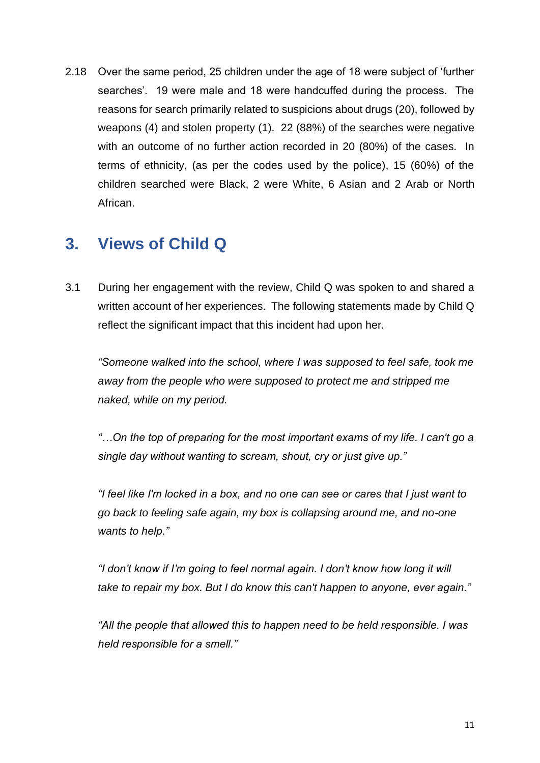2.18 Over the same period, 25 children under the age of 18 were subject of 'further searches'. 19 were male and 18 were handcuffed during the process. The reasons for search primarily related to suspicions about drugs (20), followed by weapons (4) and stolen property (1). 22 (88%) of the searches were negative with an outcome of no further action recorded in 20 (80%) of the cases. In terms of ethnicity, (as per the codes used by the police), 15 (60%) of the children searched were Black, 2 were White, 6 Asian and 2 Arab or North African.

## 3. Views of Child Q

3.1 During her engagement with the review, Child Q was spoken to and shared a written account of her experiences. The following statements made by Child Q reflect the significant impact that this incident had upon her.

*"Someone walked into the school, where I was supposed to feel safe, took me away from the people who were supposed to protect me and stripped me naked, while on my period.*

*"…On the top of preparing for the most important exams of my life. I can't go a single day without wanting to scream, shout, cry or just give up."*

*"I feel like I'm locked in a box, and no one can see or cares that I just want to go back to feeling safe again, my box is collapsing around me, and no-one wants to help."*

*"I don't know if I'm going to feel normal again. I don't know how long it will take to repair my box. But I do know this can't happen to anyone, ever again."*

*"All the people that allowed this to happen need to be held responsible. I was held responsible for a smell."*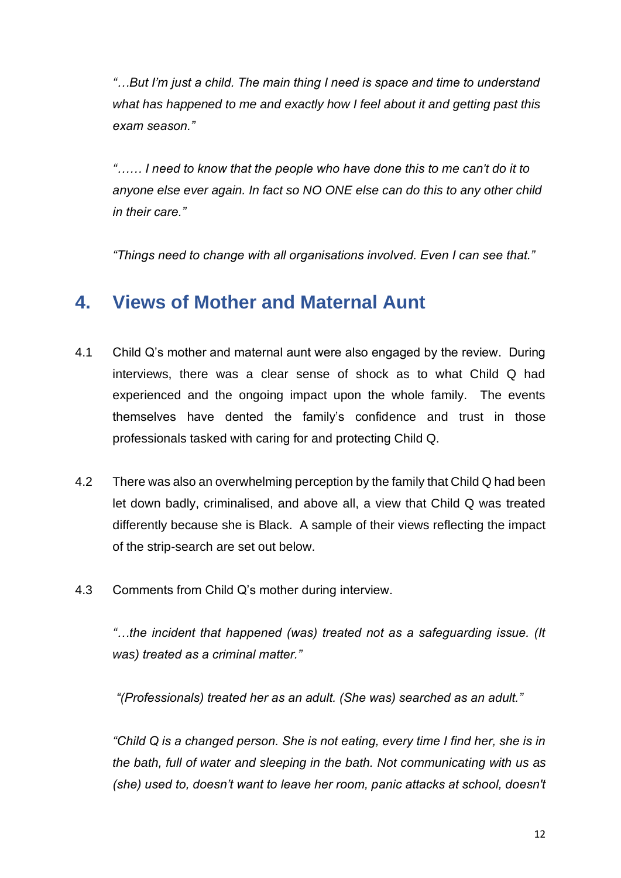*"…But I'm just a child. The main thing I need is space and time to understand what has happened to me and exactly how I feel about it and getting past this exam season."*

*"…… I need to know that the people who have done this to me can't do it to anyone else ever again. In fact so NO ONE else can do this to any other child in their care."*

*"Things need to change with all organisations involved. Even I can see that."*

## 4. Views of Mother and Maternal Aunt

4.1 Child Q's mother and maternal aunt were also engaged by the review. During interviews, there was a clear sense of shock as to what Child Q had experienced and the ongoing impact upon the whole family. The events themselves have dented the family's confidence and trust in those professionals tasked with caring for and protecting Child Q.

4.2 There was also an overwhelming perception by the family that Child Q had been let down badly, criminalised, and above all, a view that Child Q was treated differently because she is Black. A sample of their views reflecting the impact of the strip-search are set out below.

4.3 Comments from Child Q's mother during interview.

*"…the incident that happened (was) treated not as a safeguarding issue. (It was) treated as a criminal matter."*

*"(Professionals) treated her as an adult. (She was) searched as an adult."*

*"Child Q is a changed person. She is not eating, every time I find her, she is in the bath, full of water and sleeping in the bath. Not communicating with us as (she) used to, doesn't want to leave her room, panic attacks at school, doesn't*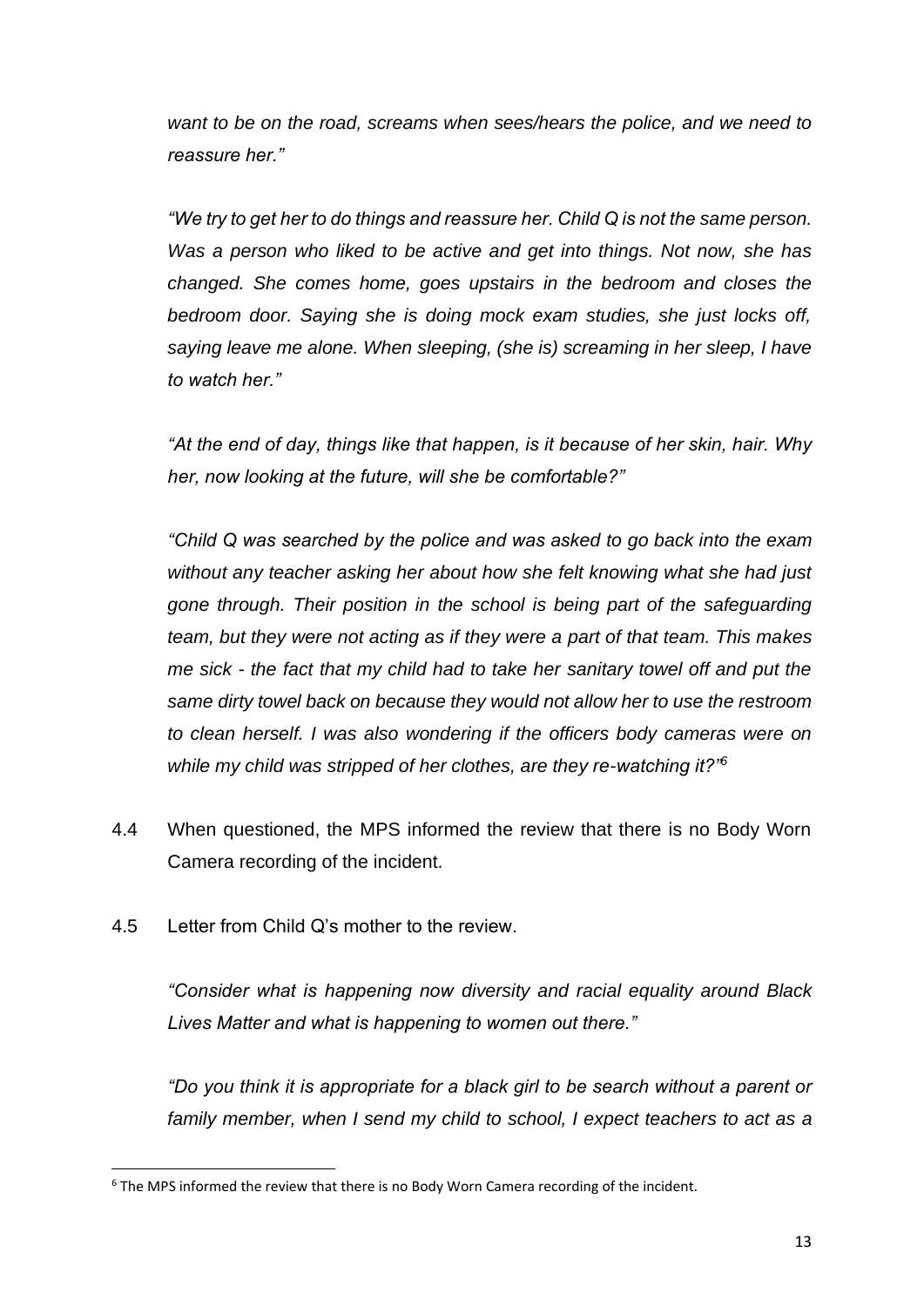*want to be on the road, screams when sees/hears the police, and we need to reassure her."*

*"We try to get her to do things and reassure her. Child Q is not the same person. Was a person who liked to be active and get into things. Not now, she has changed. She comes home, goes upstairs in the bedroom and closes the bedroom door. Saying she is doing mock exam studies, she just locks off, saying leave me alone. When sleeping, (she is) screaming in her sleep, I have to watch her."*

*"At the end of day, things like that happen, is it because of her skin, hair. Why her, now looking at the future, will she be comfortable?"*

*"Child Q was searched by the police and was asked to go back into the exam without any teacher asking her about how she felt knowing what she had just gone through. Their position in the school is being part of the safeguarding team, but they were not acting as if they were a part of that team. This makes me sick - the fact that my child had to take her sanitary towel off and put the same dirty towel back on because they would not allow her to use the restroom to clean herself. I was also wondering if the officers body cameras were on while my child was stripped of her clothes, are they re-watching it?"*[6]

4.4 When questioned, the MPS informed the review that there is no Body Worn Camera recording of the incident.

4.5 Letter from Child Q's mother to the review.

*"Consider what is happening now diversity and racial equality around Black Lives Matter and what is happening to women out there."*

*"Do you think it is appropriate for a black girl to be search without a parent or family member, when I send my child to school, I expect teachers to act as a*

---

[6] The MPS informed the review that there is no Body Worn Camera recording of the incident.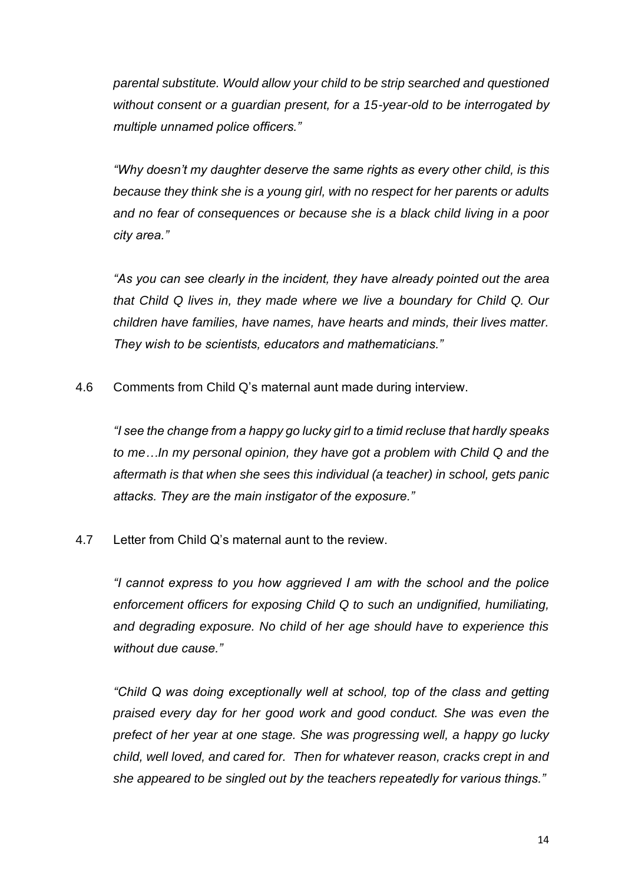*parental substitute. Would allow your child to be strip searched and questioned without consent or a guardian present, for a 15-year-old to be interrogated by multiple unnamed police officers."*

*"Why doesn't my daughter deserve the same rights as every other child, is this because they think she is a young girl, with no respect for her parents or adults and no fear of consequences or because she is a black child living in a poor city area."*

*"As you can see clearly in the incident, they have already pointed out the area that Child Q lives in, they made where we live a boundary for Child Q. Our children have families, have names, have hearts and minds, their lives matter. They wish to be scientists, educators and mathematicians."*

4.6 Comments from Child Q's maternal aunt made during interview.

*"I see the change from a happy go lucky girl to a timid recluse that hardly speaks to me…In my personal opinion, they have got a problem with Child Q and the aftermath is that when she sees this individual (a teacher) in school, gets panic attacks. They are the main instigator of the exposure."*

4.7 Letter from Child Q's maternal aunt to the review.

*"I cannot express to you how aggrieved I am with the school and the police enforcement officers for exposing Child Q to such an undignified, humiliating, and degrading exposure. No child of her age should have to experience this without due cause."*

*"Child Q was doing exceptionally well at school, top of the class and getting praised every day for her good work and good conduct. She was even the prefect of her year at one stage. She was progressing well, a happy go lucky child, well loved, and cared for. Then for whatever reason, cracks crept in and she appeared to be singled out by the teachers repeatedly for various things."*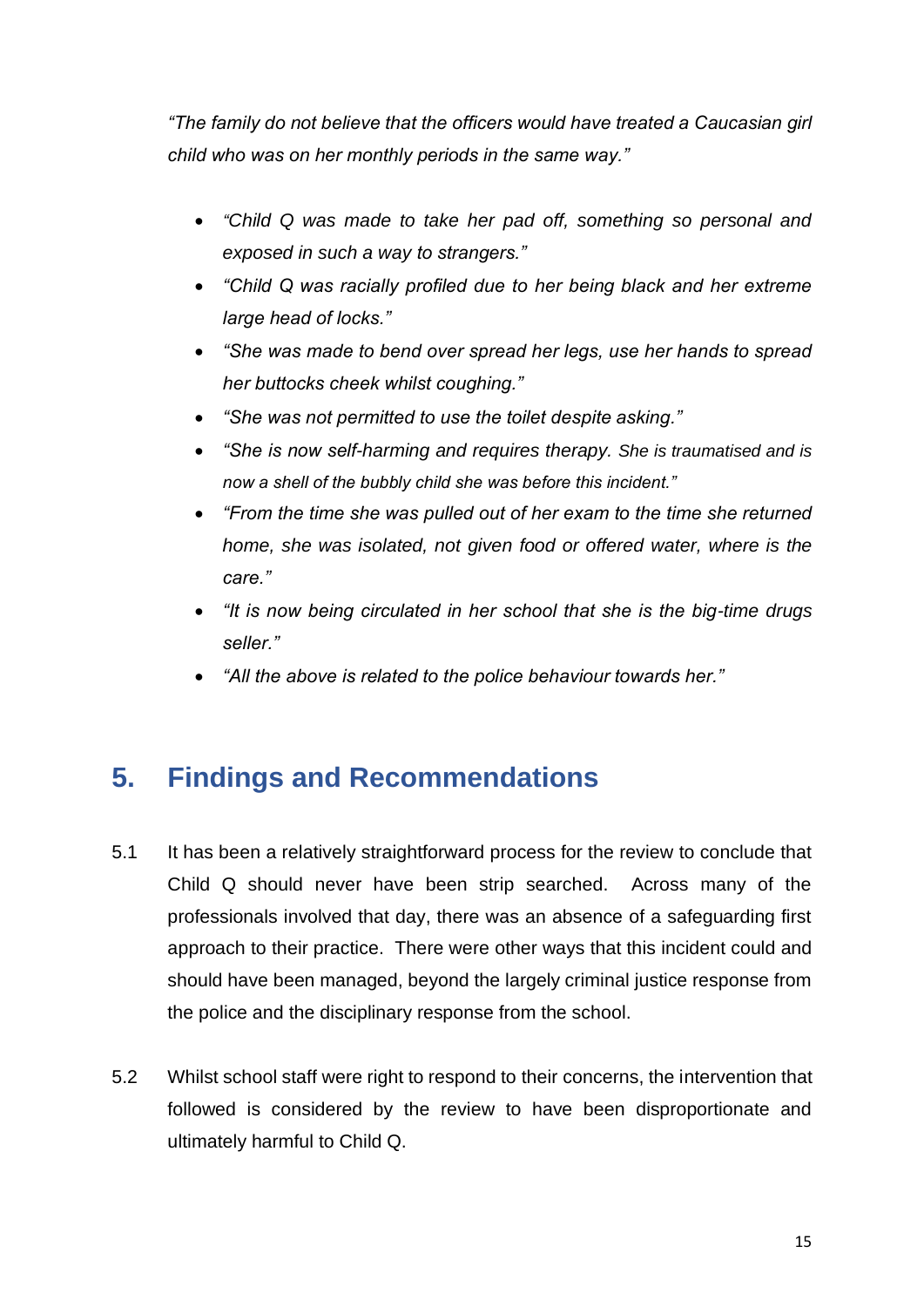*“The family do not believe that the officers would have treated a Caucasian girl child who was on her monthly periods in the same way.”*

- *“Child Q was made to take her pad off, something so personal and exposed in such a way to strangers.”*
- *“Child Q was racially profiled due to her being black and her extreme large head of locks.”*
- *“She was made to bend over spread her legs, use her hands to spread her buttocks cheek whilst coughing.”*
- *“She was not permitted to use the toilet despite asking.”*
- *“She is now self-harming and requires therapy. She is traumatised and is now a shell of the bubbly child she was before this incident.”*
- *“From the time she was pulled out of her exam to the time she returned home, she was isolated, not given food or offered water, where is the care.”*
- *“It is now being circulated in her school that she is the big-time drugs seller.”*
- *“All the above is related to the police behaviour towards her.”*

## 5. Findings and Recommendations

5.1 It has been a relatively straightforward process for the review to conclude that Child Q should never have been strip searched. Across many of the professionals involved that day, there was an absence of a safeguarding first approach to their practice. There were other ways that this incident could and should have been managed, beyond the largely criminal justice response from the police and the disciplinary response from the school.

5.2 Whilst school staff were right to respond to their concerns, the intervention that followed is considered by the review to have been disproportionate and ultimately harmful to Child Q.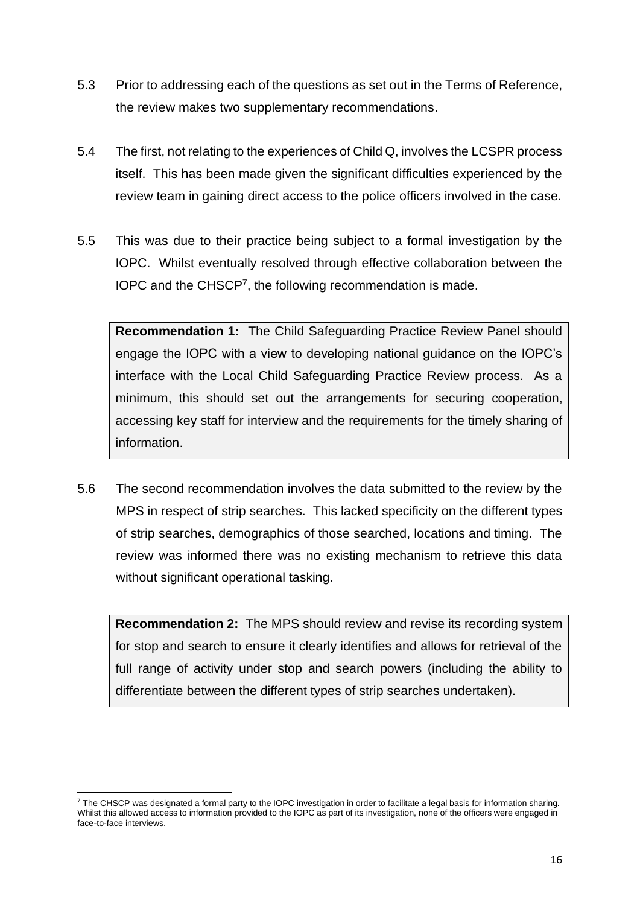5.3 Prior to addressing each of the questions as set out in the Terms of Reference, the review makes two supplementary recommendations.

5.4 The first, not relating to the experiences of Child Q, involves the LCSPR process itself. This has been made given the significant difficulties experienced by the review team in gaining direct access to the police officers involved in the case.

5.5 This was due to their practice being subject to a formal investigation by the IOPC. Whilst eventually resolved through effective collaboration between the IOPC and the CHSCP[7], the following recommendation is made.

> **Recommendation 1:** The Child Safeguarding Practice Review Panel should engage the IOPC with a view to developing national guidance on the IOPC's interface with the Local Child Safeguarding Practice Review process. As a minimum, this should set out the arrangements for securing cooperation, accessing key staff for interview and the requirements for the timely sharing of information.

5.6 The second recommendation involves the data submitted to the review by the MPS in respect of strip searches. This lacked specificity on the different types of strip searches, demographics of those searched, locations and timing. The review was informed there was no existing mechanism to retrieve this data without significant operational tasking.

> **Recommendation 2:** The MPS should review and revise its recording system for stop and search to ensure it clearly identifies and allows for retrieval of the full range of activity under stop and search powers (including the ability to differentiate between the different types of strip searches undertaken).

---

[7] The CHSCP was designated a formal party to the IOPC investigation in order to facilitate a legal basis for information sharing. Whilst this allowed access to information provided to the IOPC as part of its investigation, none of the officers were engaged in face-to-face interviews.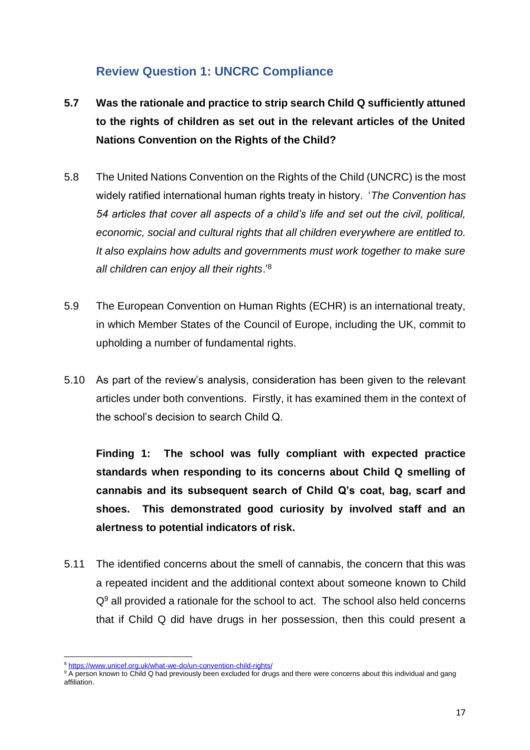## Review Question 1: UNCRC Compliance

**5.7 Was the rationale and practice to strip search Child Q sufficiently attuned to the rights of children as set out in the relevant articles of the United Nations Convention on the Rights of the Child?**

5.8 The United Nations Convention on the Rights of the Child (UNCRC) is the most widely ratified international human rights treaty in history. '*The Convention has 54 articles that cover all aspects of a child's life and set out the civil, political, economic, social and cultural rights that all children everywhere are entitled to. It also explains how adults and governments must work together to make sure all children can enjoy all their rights*.'[8]

5.9 The European Convention on Human Rights (ECHR) is an international treaty, in which Member States of the Council of Europe, including the UK, commit to upholding a number of fundamental rights.

5.10 As part of the review's analysis, consideration has been given to the relevant articles under both conventions. Firstly, it has examined them in the context of the school's decision to search Child Q.

**Finding 1: The school was fully compliant with expected practice standards when responding to its concerns about Child Q smelling of cannabis and its subsequent search of Child Q's coat, bag, scarf and shoes. This demonstrated good curiosity by involved staff and an alertness to potential indicators of risk.**

5.11 The identified concerns about the smell of cannabis, the concern that this was a repeated incident and the additional context about someone known to Child Q[9] all provided a rationale for the school to act. The school also held concerns that if Child Q did have drugs in her possession, then this could present a

---

[8] https://www.unicef.org.uk/what-we-do/un-convention-child-rights/

[9] A person known to Child Q had previously been excluded for drugs and there were concerns about this individual and gang affiliation.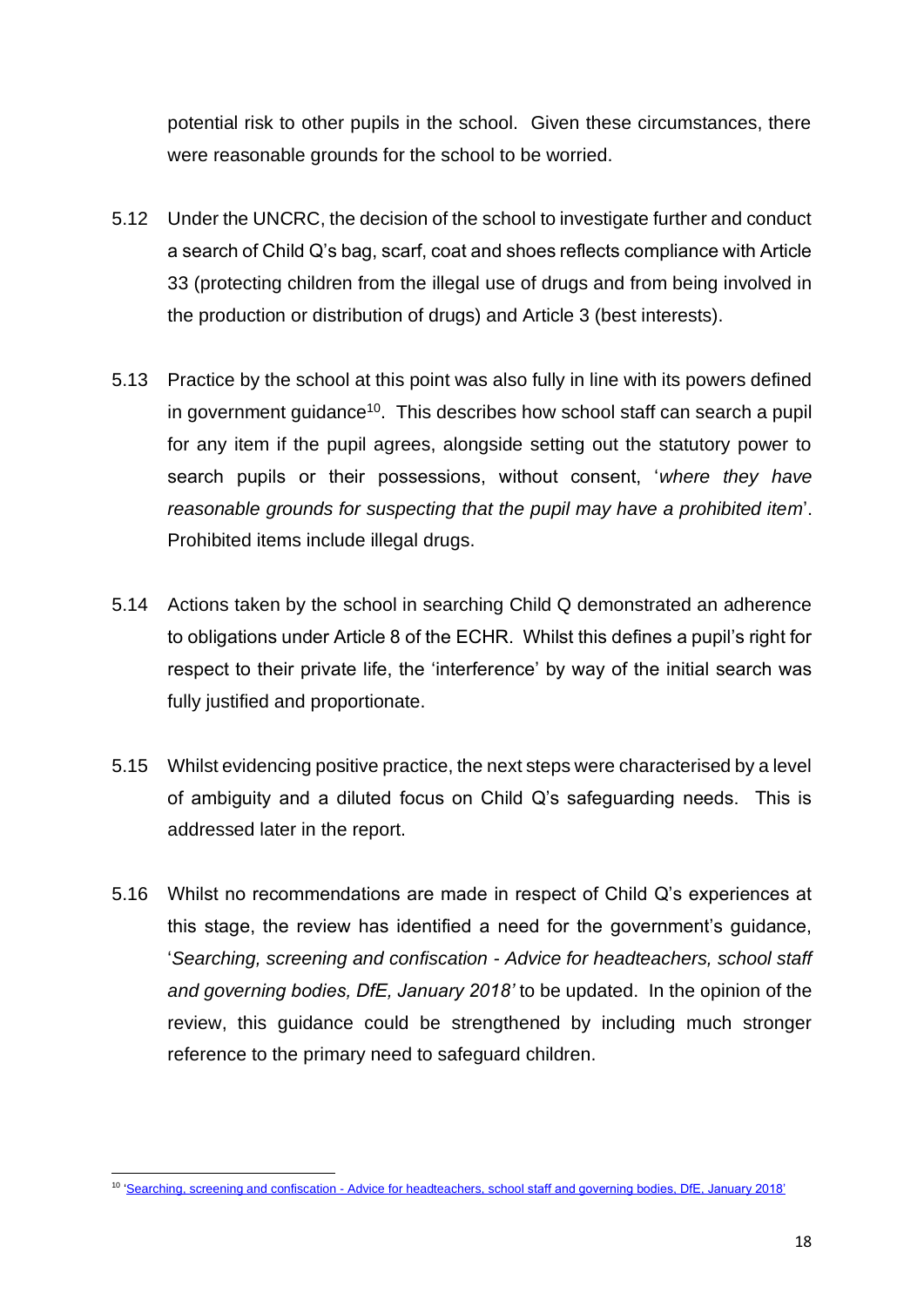potential risk to other pupils in the school. Given these circumstances, there were reasonable grounds for the school to be worried.

5.12 Under the UNCRC, the decision of the school to investigate further and conduct a search of Child Q's bag, scarf, coat and shoes reflects compliance with Article 33 (protecting children from the illegal use of drugs and from being involved in the production or distribution of drugs) and Article 3 (best interests).

5.13 Practice by the school at this point was also fully in line with its powers defined in government guidance[10]. This describes how school staff can search a pupil for any item if the pupil agrees, alongside setting out the statutory power to search pupils or their possessions, without consent, '*where they have reasonable grounds for suspecting that the pupil may have a prohibited item*'. Prohibited items include illegal drugs.

5.14 Actions taken by the school in searching Child Q demonstrated an adherence to obligations under Article 8 of the ECHR. Whilst this defines a pupil's right for respect to their private life, the 'interference' by way of the initial search was fully justified and proportionate.

5.15 Whilst evidencing positive practice, the next steps were characterised by a level of ambiguity and a diluted focus on Child Q's safeguarding needs. This is addressed later in the report.

5.16 Whilst no recommendations are made in respect of Child Q's experiences at this stage, the review has identified a need for the government's guidance, '*Searching, screening and confiscation - Advice for headteachers, school staff and governing bodies, DfE, January 2018'* to be updated. In the opinion of the review, this guidance could be strengthened by including much stronger reference to the primary need to safeguard children.

---

[10] 'Searching, screening and confiscation - Advice for headteachers, school staff and governing bodies, DfE, January 2018'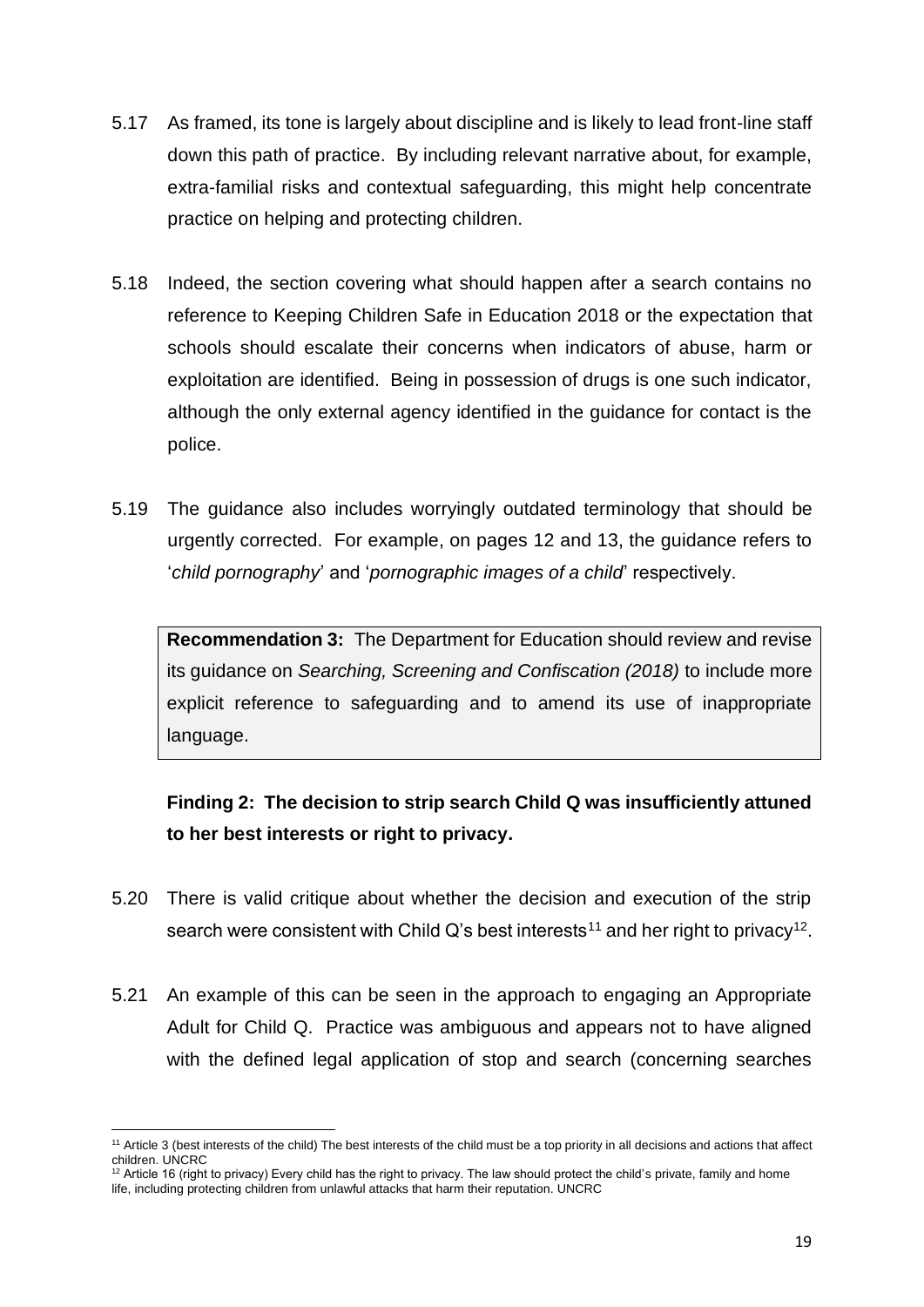5.17 As framed, its tone is largely about discipline and is likely to lead front-line staff down this path of practice. By including relevant narrative about, for example, extra-familial risks and contextual safeguarding, this might help concentrate practice on helping and protecting children.

5.18 Indeed, the section covering what should happen after a search contains no reference to Keeping Children Safe in Education 2018 or the expectation that schools should escalate their concerns when indicators of abuse, harm or exploitation are identified. Being in possession of drugs is one such indicator, although the only external agency identified in the guidance for contact is the police.

5.19 The guidance also includes worryingly outdated terminology that should be urgently corrected. For example, on pages 12 and 13, the guidance refers to '*child pornography*' and '*pornographic images of a child*' respectively.

> **Recommendation 3:** The Department for Education should review and revise its guidance on *Searching, Screening and Confiscation (2018)* to include more explicit reference to safeguarding and to amend its use of inappropriate language.

**Finding 2: The decision to strip search Child Q was insufficiently attuned to her best interests or right to privacy.**

5.20 There is valid critique about whether the decision and execution of the strip search were consistent with Child Q's best interests[11] and her right to privacy[12].

5.21 An example of this can be seen in the approach to engaging an Appropriate Adult for Child Q. Practice was ambiguous and appears not to have aligned with the defined legal application of stop and search (concerning searches

---

[11] Article 3 (best interests of the child) The best interests of the child must be a top priority in all decisions and actions that affect children. UNCRC

[12] Article 16 (right to privacy) Every child has the right to privacy. The law should protect the child's private, family and home life, including protecting children from unlawful attacks that harm their reputation. UNCRC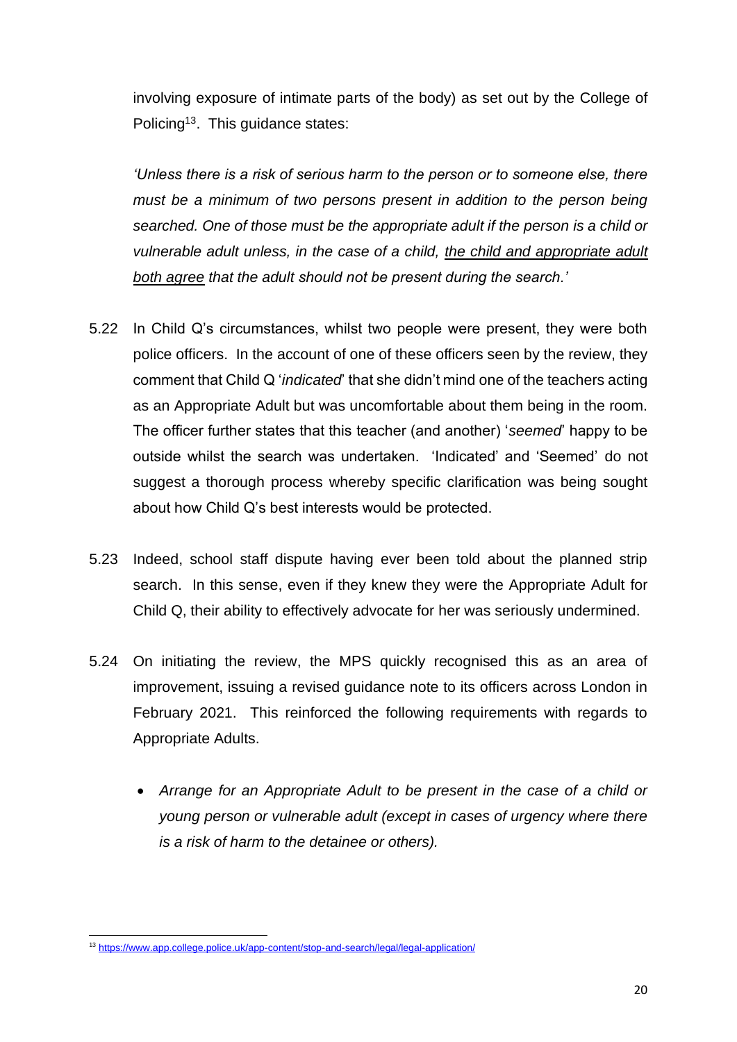involving exposure of intimate parts of the body) as set out by the College of Policing[13]. This guidance states:

*'Unless there is a risk of serious harm to the person or to someone else, there must be a minimum of two persons present in addition to the person being searched. One of those must be the appropriate adult if the person is a child or vulnerable adult unless, in the case of a child, <u>the child and appropriate adult both agree</u> that the adult should not be present during the search.'*

5.22 In Child Q's circumstances, whilst two people were present, they were both police officers. In the account of one of these officers seen by the review, they comment that Child Q '*indicated*' that she didn't mind one of the teachers acting as an Appropriate Adult but was uncomfortable about them being in the room. The officer further states that this teacher (and another) '*seemed*' happy to be outside whilst the search was undertaken. 'Indicated' and 'Seemed' do not suggest a thorough process whereby specific clarification was being sought about how Child Q's best interests would be protected.

5.23 Indeed, school staff dispute having ever been told about the planned strip search. In this sense, even if they knew they were the Appropriate Adult for Child Q, their ability to effectively advocate for her was seriously undermined.

5.24 On initiating the review, the MPS quickly recognised this as an area of improvement, issuing a revised guidance note to its officers across London in February 2021. This reinforced the following requirements with regards to Appropriate Adults.

- *Arrange for an Appropriate Adult to be present in the case of a child or young person or vulnerable adult (except in cases of urgency where there is a risk of harm to the detainee or others).*

---

[13] https://www.app.college.police.uk/app-content/stop-and-search/legal/legal-application/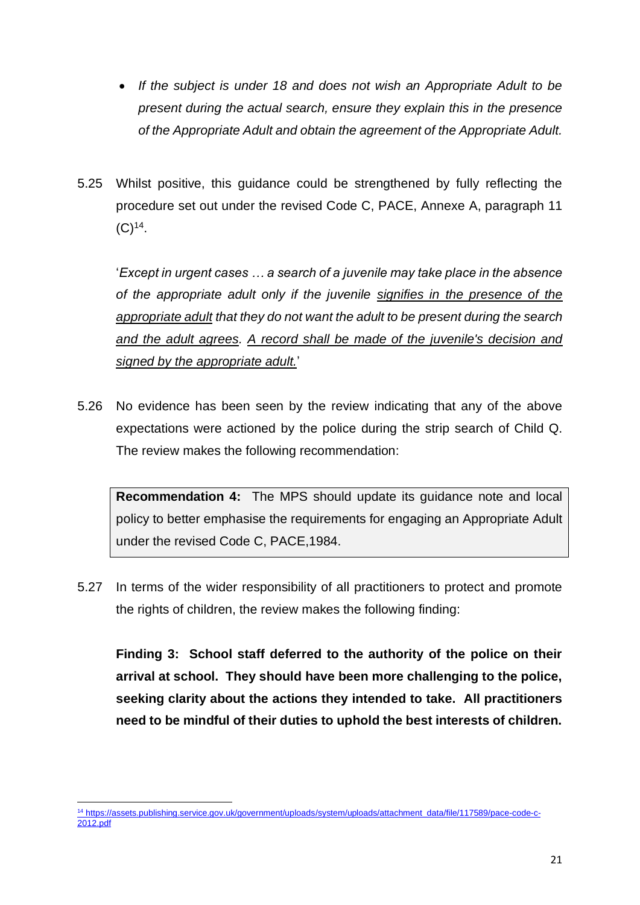- *If the subject is under 18 and does not wish an Appropriate Adult to be present during the actual search, ensure they explain this in the presence of the Appropriate Adult and obtain the agreement of the Appropriate Adult.*

5.25 Whilst positive, this guidance could be strengthened by fully reflecting the procedure set out under the revised Code C, PACE, Annexe A, paragraph 11 (C)[14].

'*Except in urgent cases … a search of a juvenile may take place in the absence of the appropriate adult only if the juvenile <u>signifies in the presence of the appropriate adult</u> that they do not want the adult to be present during the search <u>and the adult agrees</u>. <u>A record shall be made of the juvenile's decision and signed by the appropriate adult.</u>*'

5.26 No evidence has been seen by the review indicating that any of the above expectations were actioned by the police during the strip search of Child Q. The review makes the following recommendation:

> **Recommendation 4:** The MPS should update its guidance note and local policy to better emphasise the requirements for engaging an Appropriate Adult under the revised Code C, PACE,1984.

5.27 In terms of the wider responsibility of all practitioners to protect and promote the rights of children, the review makes the following finding:

**Finding 3: School staff deferred to the authority of the police on their arrival at school. They should have been more challenging to the police, seeking clarity about the actions they intended to take. All practitioners need to be mindful of their duties to uphold the best interests of children.**

[14] https://assets.publishing.service.gov.uk/government/uploads/system/uploads/attachment_data/file/117589/pace-code-c-2012.pdf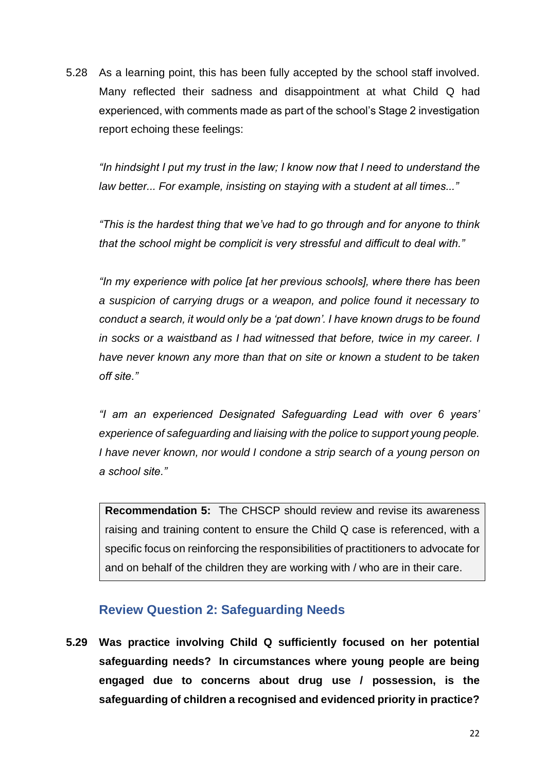5.28 As a learning point, this has been fully accepted by the school staff involved. Many reflected their sadness and disappointment at what Child Q had experienced, with comments made as part of the school's Stage 2 investigation report echoing these feelings:

> *"In hindsight I put my trust in the law; I know now that I need to understand the law better... For example, insisting on staying with a student at all times..."*

> *"This is the hardest thing that we've had to go through and for anyone to think that the school might be complicit is very stressful and difficult to deal with."*

> *"In my experience with police [at her previous schools], where there has been a suspicion of carrying drugs or a weapon, and police found it necessary to conduct a search, it would only be a 'pat down'. I have known drugs to be found in socks or a waistband as I had witnessed that before, twice in my career. I have never known any more than that on site or known a student to be taken off site."*

> *"I am an experienced Designated Safeguarding Lead with over 6 years' experience of safeguarding and liaising with the police to support young people. I have never known, nor would I condone a strip search of a young person on a school site."*

> **Recommendation 5:** The CHSCP should review and revise its awareness raising and training content to ensure the Child Q case is referenced, with a specific focus on reinforcing the responsibilities of practitioners to advocate for and on behalf of the children they are working with / who are in their care.

## Review Question 2: Safeguarding Needs

**5.29 Was practice involving Child Q sufficiently focused on her potential safeguarding needs? In circumstances where young people are being engaged due to concerns about drug use / possession, is the safeguarding of children a recognised and evidenced priority in practice?**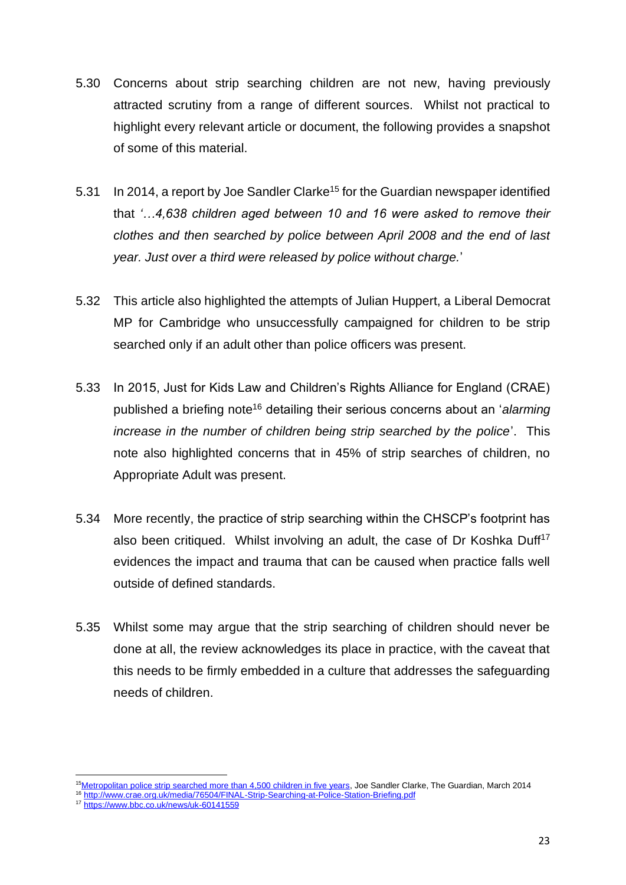5.30 Concerns about strip searching children are not new, having previously attracted scrutiny from a range of different sources. Whilst not practical to highlight every relevant article or document, the following provides a snapshot of some of this material.

5.31 In 2014, a report by Joe Sandler Clarke[15] for the Guardian newspaper identified that *'…4,638 children aged between 10 and 16 were asked to remove their clothes and then searched by police between April 2008 and the end of last year. Just over a third were released by police without charge.'*

5.32 This article also highlighted the attempts of Julian Huppert, a Liberal Democrat MP for Cambridge who unsuccessfully campaigned for children to be strip searched only if an adult other than police officers was present.

5.33 In 2015, Just for Kids Law and Children's Rights Alliance for England (CRAE) published a briefing note[16] detailing their serious concerns about an '*alarming increase in the number of children being strip searched by the police*'. This note also highlighted concerns that in 45% of strip searches of children, no Appropriate Adult was present.

5.34 More recently, the practice of strip searching within the CHSCP's footprint has also been critiqued. Whilst involving an adult, the case of Dr Koshka Duff[17] evidences the impact and trauma that can be caused when practice falls well outside of defined standards.

5.35 Whilst some may argue that the strip searching of children should never be done at all, the review acknowledges its place in practice, with the caveat that this needs to be firmly embedded in a culture that addresses the safeguarding needs of children.

---

[15] Metropolitan police strip searched more than 4,500 children in five years, Joe Sandler Clarke, The Guardian, March 2014

[16] http://www.crae.org.uk/media/76504/FINAL-Strip-Searching-at-Police-Station-Briefing.pdf

[17] https://www.bbc.co.uk/news/uk-60141559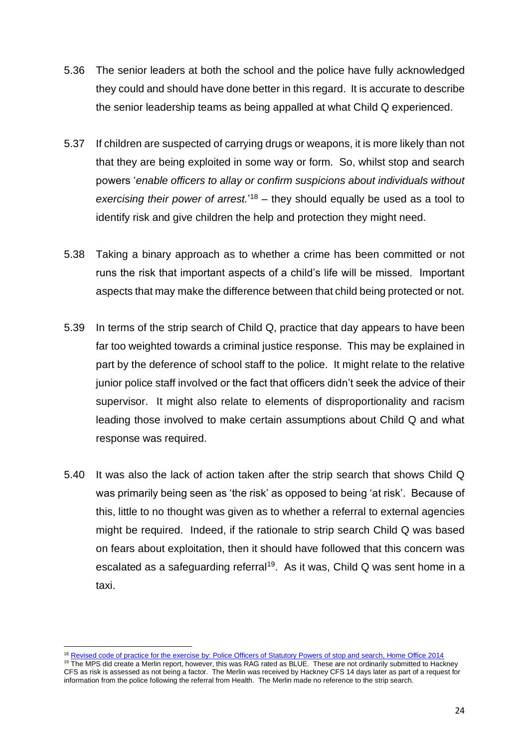5.36 The senior leaders at both the school and the police have fully acknowledged they could and should have done better in this regard. It is accurate to describe the senior leadership teams as being appalled at what Child Q experienced.

5.37 If children are suspected of carrying drugs or weapons, it is more likely than not that they are being exploited in some way or form. So, whilst stop and search powers '*enable officers to allay or confirm suspicions about individuals without exercising their power of arrest.*'[18] – they should equally be used as a tool to identify risk and give children the help and protection they might need.

5.38 Taking a binary approach as to whether a crime has been committed or not runs the risk that important aspects of a child's life will be missed. Important aspects that may make the difference between that child being protected or not.

5.39 In terms of the strip search of Child Q, practice that day appears to have been far too weighted towards a criminal justice response. This may be explained in part by the deference of school staff to the police. It might relate to the relative junior police staff involved or the fact that officers didn't seek the advice of their supervisor. It might also relate to elements of disproportionality and racism leading those involved to make certain assumptions about Child Q and what response was required.

5.40 It was also the lack of action taken after the strip search that shows Child Q was primarily being seen as 'the risk' as opposed to being 'at risk'. Because of this, little to no thought was given as to whether a referral to external agencies might be required. Indeed, if the rationale to strip search Child Q was based on fears about exploitation, then it should have followed that this concern was escalated as a safeguarding referral[19]. As it was, Child Q was sent home in a taxi.

---

[18] Revised code of practice for the exercise by: Police Officers of Statutory Powers of stop and search, Home Office 2014

[19] The MPS did create a Merlin report, however, this was RAG rated as BLUE. These are not ordinarily submitted to Hackney CFS as risk is assessed as not being a factor. The Merlin was received by Hackney CFS 14 days later as part of a request for information from the police following the referral from Health. The Merlin made no reference to the strip search.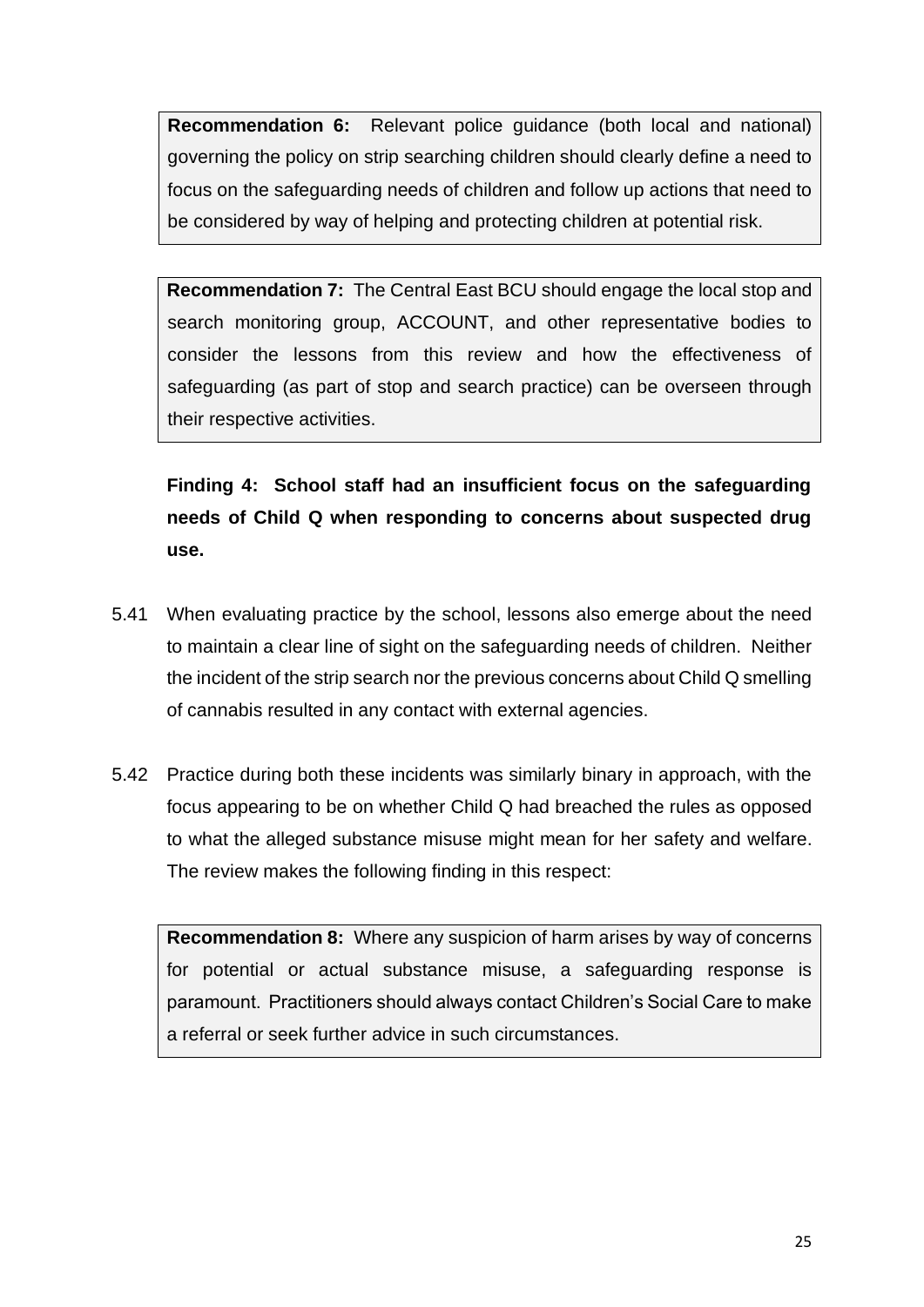> **Recommendation 6:** Relevant police guidance (both local and national) governing the policy on strip searching children should clearly define a need to focus on the safeguarding needs of children and follow up actions that need to be considered by way of helping and protecting children at potential risk.

> **Recommendation 7:** The Central East BCU should engage the local stop and search monitoring group, ACCOUNT, and other representative bodies to consider the lessons from this review and how the effectiveness of safeguarding (as part of stop and search practice) can be overseen through their respective activities.

**Finding 4: School staff had an insufficient focus on the safeguarding needs of Child Q when responding to concerns about suspected drug use.**

5.41 When evaluating practice by the school, lessons also emerge about the need to maintain a clear line of sight on the safeguarding needs of children. Neither the incident of the strip search nor the previous concerns about Child Q smelling of cannabis resulted in any contact with external agencies.

5.42 Practice during both these incidents was similarly binary in approach, with the focus appearing to be on whether Child Q had breached the rules as opposed to what the alleged substance misuse might mean for her safety and welfare. The review makes the following finding in this respect:

> **Recommendation 8:** Where any suspicion of harm arises by way of concerns for potential or actual substance misuse, a safeguarding response is paramount. Practitioners should always contact Children's Social Care to make a referral or seek further advice in such circumstances.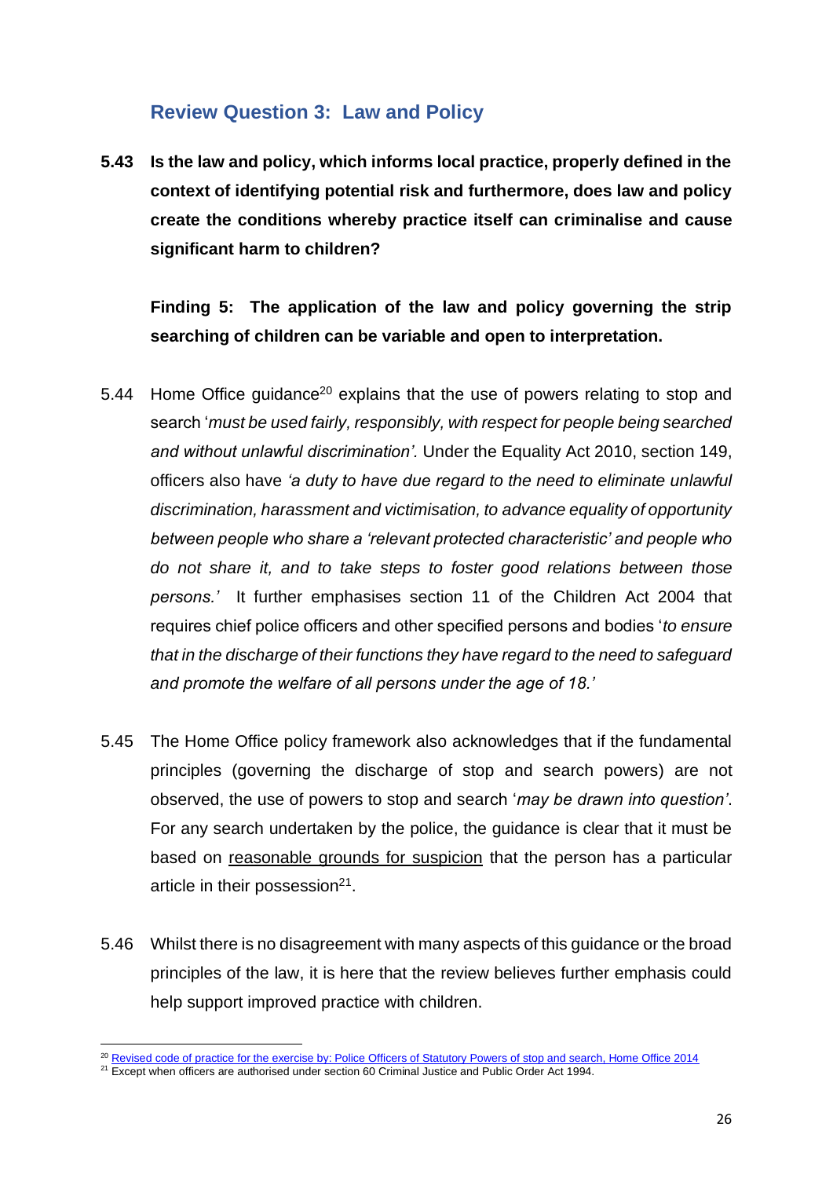## Review Question 3: Law and Policy

**5.43 Is the law and policy, which informs local practice, properly defined in the context of identifying potential risk and furthermore, does law and policy create the conditions whereby practice itself can criminalise and cause significant harm to children?**

**Finding 5: The application of the law and policy governing the strip searching of children can be variable and open to interpretation.**

5.44 Home Office guidance[20] explains that the use of powers relating to stop and search '*must be used fairly, responsibly, with respect for people being searched and without unlawful discrimination'*. Under the Equality Act 2010, section 149, officers also have *'a duty to have due regard to the need to eliminate unlawful discrimination, harassment and victimisation, to advance equality of opportunity between people who share a 'relevant protected characteristic' and people who do not share it, and to take steps to foster good relations between those persons.'* It further emphasises section 11 of the Children Act 2004 that requires chief police officers and other specified persons and bodies '*to ensure that in the discharge of their functions they have regard to the need to safeguard and promote the welfare of all persons under the age of 18.'*

5.45 The Home Office policy framework also acknowledges that if the fundamental principles (governing the discharge of stop and search powers) are not observed, the use of powers to stop and search '*may be drawn into question'*. For any search undertaken by the police, the guidance is clear that it must be based on <u>reasonable grounds for suspicion</u> that the person has a particular article in their possession[21].

5.46 Whilst there is no disagreement with many aspects of this guidance or the broad principles of the law, it is here that the review believes further emphasis could help support improved practice with children.

---

[20] Revised code of practice for the exercise by: Police Officers of Statutory Powers of stop and search, Home Office 2014

[21] Except when officers are authorised under section 60 Criminal Justice and Public Order Act 1994.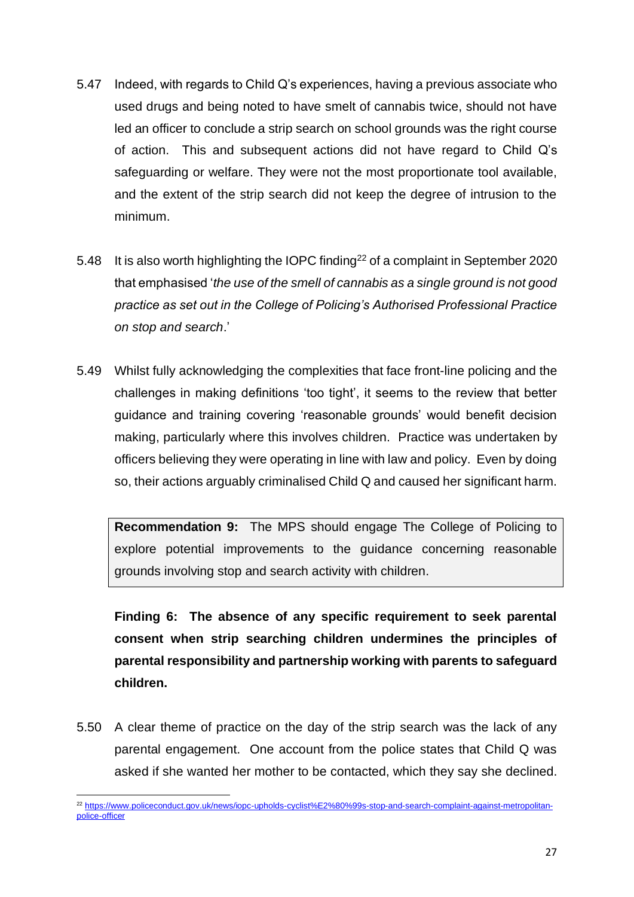5.47 Indeed, with regards to Child Q's experiences, having a previous associate who used drugs and being noted to have smelt of cannabis twice, should not have led an officer to conclude a strip search on school grounds was the right course of action. This and subsequent actions did not have regard to Child Q's safeguarding or welfare. They were not the most proportionate tool available, and the extent of the strip search did not keep the degree of intrusion to the minimum.

5.48 It is also worth highlighting the IOPC finding[22] of a complaint in September 2020 that emphasised '*the use of the smell of cannabis as a single ground is not good practice as set out in the College of Policing's Authorised Professional Practice on stop and search*.'

5.49 Whilst fully acknowledging the complexities that face front-line policing and the challenges in making definitions 'too tight', it seems to the review that better guidance and training covering 'reasonable grounds' would benefit decision making, particularly where this involves children. Practice was undertaken by officers believing they were operating in line with law and policy. Even by doing so, their actions arguably criminalised Child Q and caused her significant harm.

> **Recommendation 9:** The MPS should engage The College of Policing to explore potential improvements to the guidance concerning reasonable grounds involving stop and search activity with children.

**Finding 6: The absence of any specific requirement to seek parental consent when strip searching children undermines the principles of parental responsibility and partnership working with parents to safeguard children.**

5.50 A clear theme of practice on the day of the strip search was the lack of any parental engagement. One account from the police states that Child Q was asked if she wanted her mother to be contacted, which they say she declined.

---

[22] https://www.policeconduct.gov.uk/news/iopc-upholds-cyclist%E2%80%99s-stop-and-search-complaint-against-metropolitan-police-officer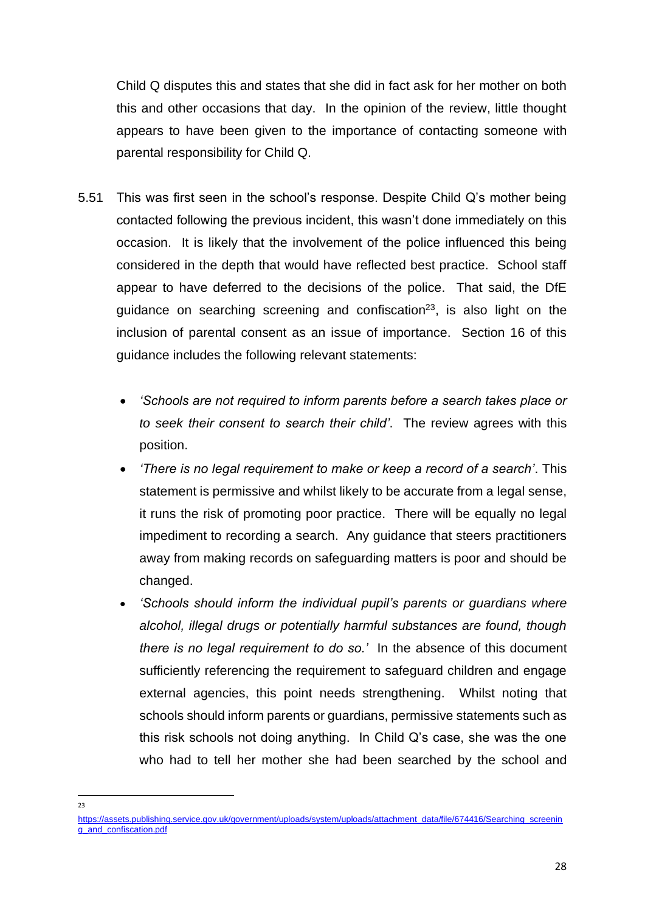Child Q disputes this and states that she did in fact ask for her mother on both this and other occasions that day. In the opinion of the review, little thought appears to have been given to the importance of contacting someone with parental responsibility for Child Q.

5.51 This was first seen in the school's response. Despite Child Q's mother being contacted following the previous incident, this wasn't done immediately on this occasion. It is likely that the involvement of the police influenced this being considered in the depth that would have reflected best practice. School staff appear to have deferred to the decisions of the police. That said, the DfE guidance on searching screening and confiscation[23], is also light on the inclusion of parental consent as an issue of importance. Section 16 of this guidance includes the following relevant statements:

- *'Schools are not required to inform parents before a search takes place or to seek their consent to search their child'*. The review agrees with this position.
- *'There is no legal requirement to make or keep a record of a search'*. This statement is permissive and whilst likely to be accurate from a legal sense, it runs the risk of promoting poor practice. There will be equally no legal impediment to recording a search. Any guidance that steers practitioners away from making records on safeguarding matters is poor and should be changed.
- *'Schools should inform the individual pupil's parents or guardians where alcohol, illegal drugs or potentially harmful substances are found, though there is no legal requirement to do so.'* In the absence of this document sufficiently referencing the requirement to safeguard children and engage external agencies, this point needs strengthening. Whilst noting that schools should inform parents or guardians, permissive statements such as this risk schools not doing anything. In Child Q's case, she was the one who had to tell her mother she had been searched by the school and

---

[23] https://assets.publishing.service.gov.uk/government/uploads/system/uploads/attachment_data/file/674416/Searching_screening_and_confiscation.pdf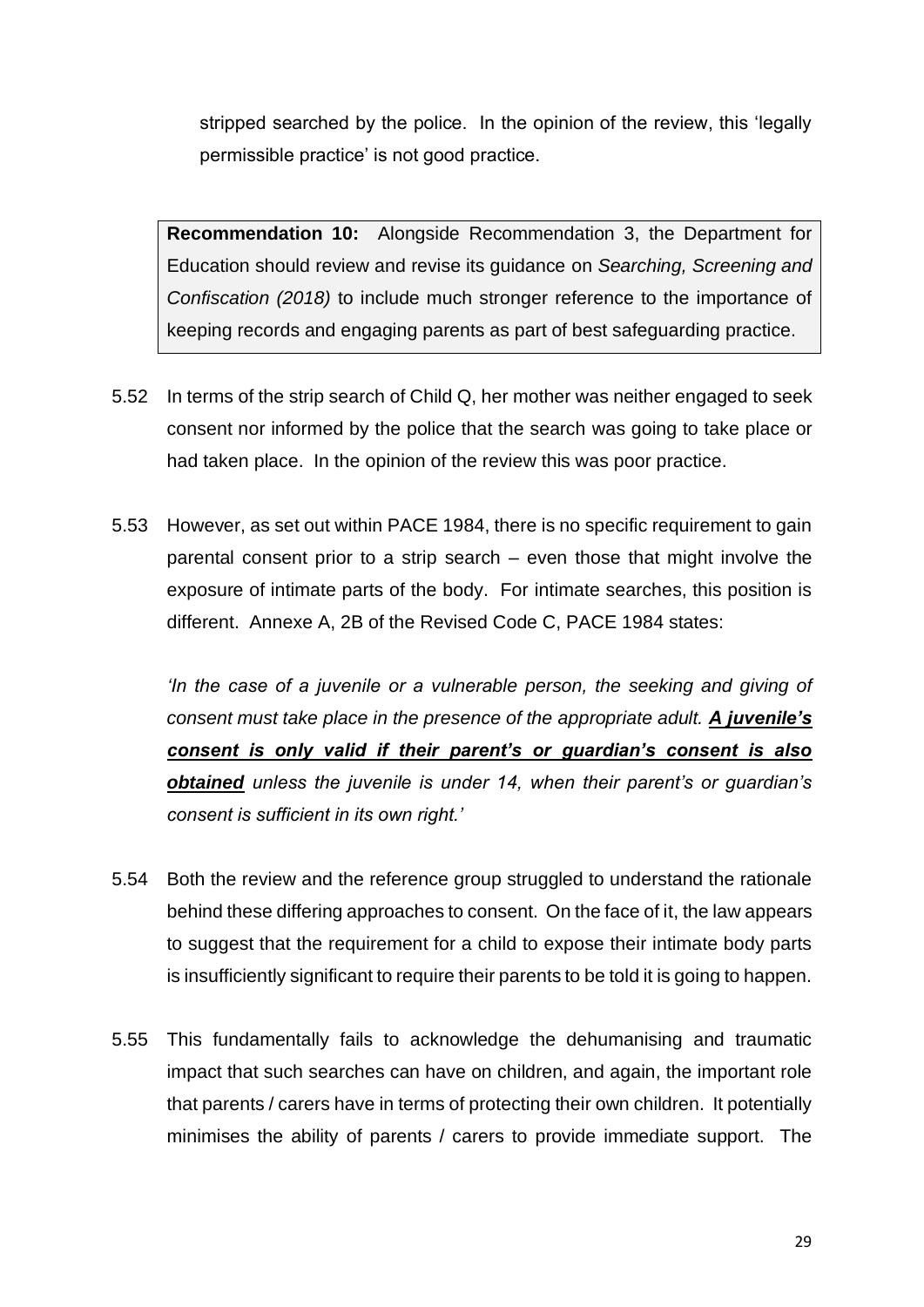stripped searched by the police. In the opinion of the review, this 'legally permissible practice' is not good practice.

> **Recommendation 10:** Alongside Recommendation 3, the Department for Education should review and revise its guidance on *Searching, Screening and Confiscation (2018)* to include much stronger reference to the importance of keeping records and engaging parents as part of best safeguarding practice.

5.52 In terms of the strip search of Child Q, her mother was neither engaged to seek consent nor informed by the police that the search was going to take place or had taken place. In the opinion of the review this was poor practice.

5.53 However, as set out within PACE 1984, there is no specific requirement to gain parental consent prior to a strip search – even those that might involve the exposure of intimate parts of the body. For intimate searches, this position is different. Annexe A, 2B of the Revised Code C, PACE 1984 states:

*'In the case of a juvenile or a vulnerable person, the seeking and giving of consent must take place in the presence of the appropriate adult.* ***A juvenile's consent is only valid if their parent's or guardian's consent is also obtained*** *unless the juvenile is under 14, when their parent's or guardian's consent is sufficient in its own right.'*

5.54 Both the review and the reference group struggled to understand the rationale behind these differing approaches to consent. On the face of it, the law appears to suggest that the requirement for a child to expose their intimate body parts is insufficiently significant to require their parents to be told it is going to happen.

5.55 This fundamentally fails to acknowledge the dehumanising and traumatic impact that such searches can have on children, and again, the important role that parents / carers have in terms of protecting their own children. It potentially minimises the ability of parents / carers to provide immediate support. The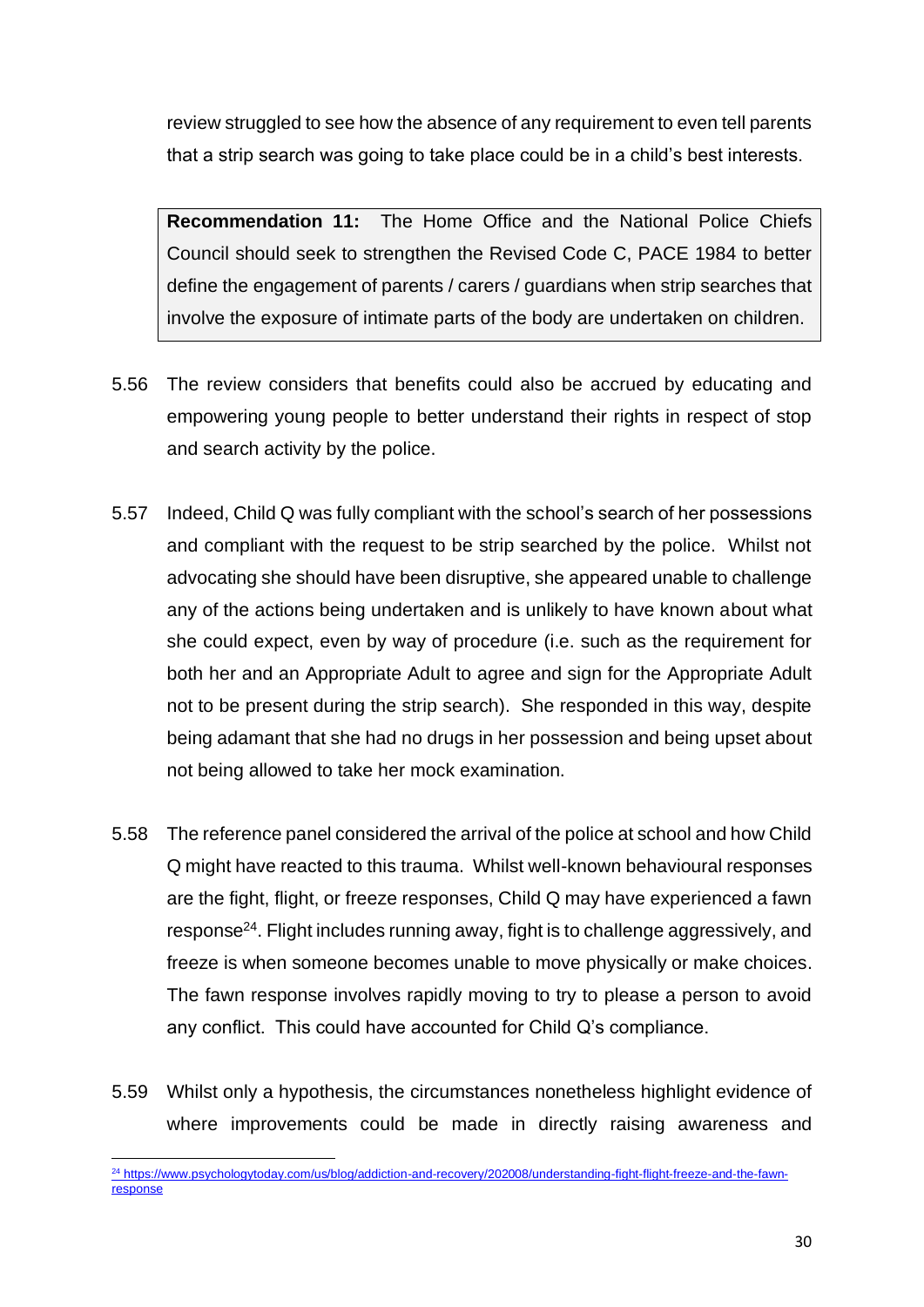review struggled to see how the absence of any requirement to even tell parents that a strip search was going to take place could be in a child's best interests.

> **Recommendation 11:** The Home Office and the National Police Chiefs Council should seek to strengthen the Revised Code C, PACE 1984 to better define the engagement of parents / carers / guardians when strip searches that involve the exposure of intimate parts of the body are undertaken on children.

5.56 The review considers that benefits could also be accrued by educating and empowering young people to better understand their rights in respect of stop and search activity by the police.

5.57 Indeed, Child Q was fully compliant with the school's search of her possessions and compliant with the request to be strip searched by the police. Whilst not advocating she should have been disruptive, she appeared unable to challenge any of the actions being undertaken and is unlikely to have known about what she could expect, even by way of procedure (i.e. such as the requirement for both her and an Appropriate Adult to agree and sign for the Appropriate Adult not to be present during the strip search). She responded in this way, despite being adamant that she had no drugs in her possession and being upset about not being allowed to take her mock examination.

5.58 The reference panel considered the arrival of the police at school and how Child Q might have reacted to this trauma. Whilst well-known behavioural responses are the fight, flight, or freeze responses, Child Q may have experienced a fawn response[24]. Flight includes running away, fight is to challenge aggressively, and freeze is when someone becomes unable to move physically or make choices. The fawn response involves rapidly moving to try to please a person to avoid any conflict. This could have accounted for Child Q's compliance.

5.59 Whilst only a hypothesis, the circumstances nonetheless highlight evidence of where improvements could be made in directly raising awareness and

---

[24] https://www.psychologytoday.com/us/blog/addiction-and-recovery/202008/understanding-fight-flight-freeze-and-the-fawn-response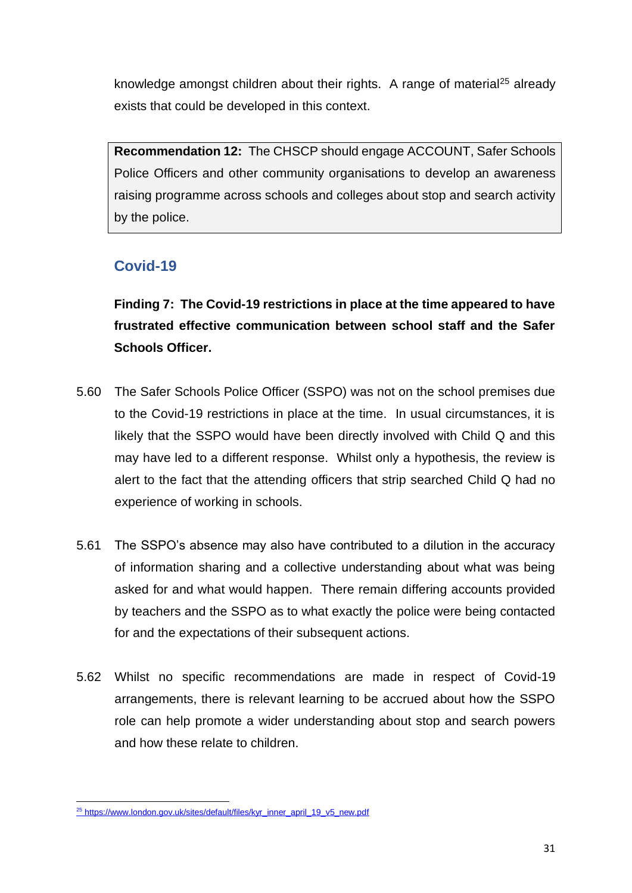knowledge amongst children about their rights. A range of material[25] already exists that could be developed in this context.

> **Recommendation 12:** The CHSCP should engage ACCOUNT, Safer Schools Police Officers and other community organisations to develop an awareness raising programme across schools and colleges about stop and search activity by the police.

## Covid-19

**Finding 7: The Covid-19 restrictions in place at the time appeared to have frustrated effective communication between school staff and the Safer Schools Officer.**

5.60 The Safer Schools Police Officer (SSPO) was not on the school premises due to the Covid-19 restrictions in place at the time. In usual circumstances, it is likely that the SSPO would have been directly involved with Child Q and this may have led to a different response. Whilst only a hypothesis, the review is alert to the fact that the attending officers that strip searched Child Q had no experience of working in schools.

5.61 The SSPO's absence may also have contributed to a dilution in the accuracy of information sharing and a collective understanding about what was being asked for and what would happen. There remain differing accounts provided by teachers and the SSPO as to what exactly the police were being contacted for and the expectations of their subsequent actions.

5.62 Whilst no specific recommendations are made in respect of Covid-19 arrangements, there is relevant learning to be accrued about how the SSPO role can help promote a wider understanding about stop and search powers and how these relate to children.

---

[25] https://www.london.gov.uk/sites/default/files/kyr_inner_april_19_v5_new.pdf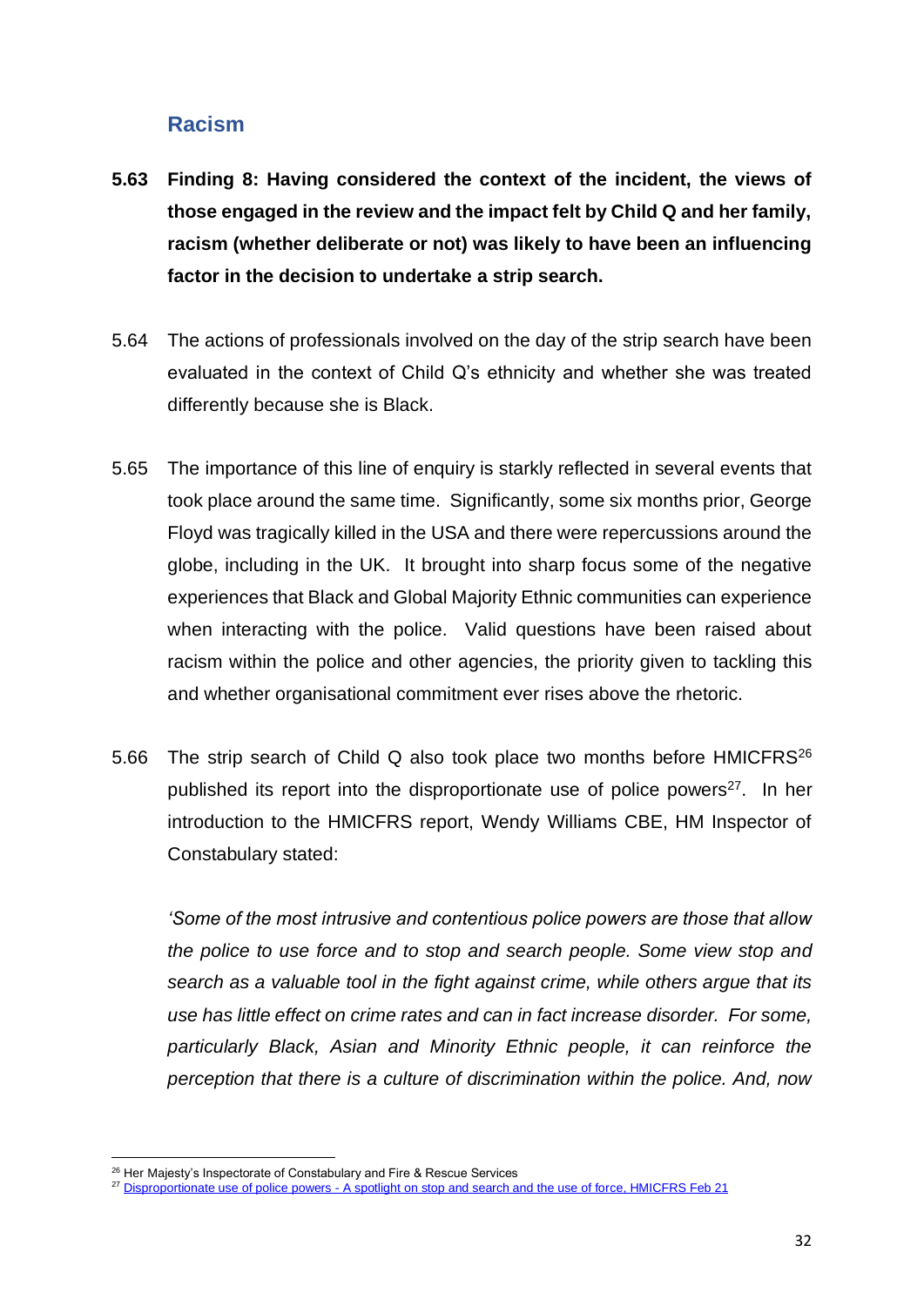## Racism

**5.63 Finding 8: Having considered the context of the incident, the views of those engaged in the review and the impact felt by Child Q and her family, racism (whether deliberate or not) was likely to have been an influencing factor in the decision to undertake a strip search.**

5.64 The actions of professionals involved on the day of the strip search have been evaluated in the context of Child Q's ethnicity and whether she was treated differently because she is Black.

5.65 The importance of this line of enquiry is starkly reflected in several events that took place around the same time. Significantly, some six months prior, George Floyd was tragically killed in the USA and there were repercussions around the globe, including in the UK. It brought into sharp focus some of the negative experiences that Black and Global Majority Ethnic communities can experience when interacting with the police. Valid questions have been raised about racism within the police and other agencies, the priority given to tackling this and whether organisational commitment ever rises above the rhetoric.

5.66 The strip search of Child Q also took place two months before HMICFRS[26] published its report into the disproportionate use of police powers[27]. In her introduction to the HMICFRS report, Wendy Williams CBE, HM Inspector of Constabulary stated:

*'Some of the most intrusive and contentious police powers are those that allow the police to use force and to stop and search people. Some view stop and search as a valuable tool in the fight against crime, while others argue that its use has little effect on crime rates and can in fact increase disorder. For some, particularly Black, Asian and Minority Ethnic people, it can reinforce the perception that there is a culture of discrimination within the police. And, now*

---

[26] Her Majesty's Inspectorate of Constabulary and Fire & Rescue Services

[27] Disproportionate use of police powers - A spotlight on stop and search and the use of force, HMICFRS Feb 21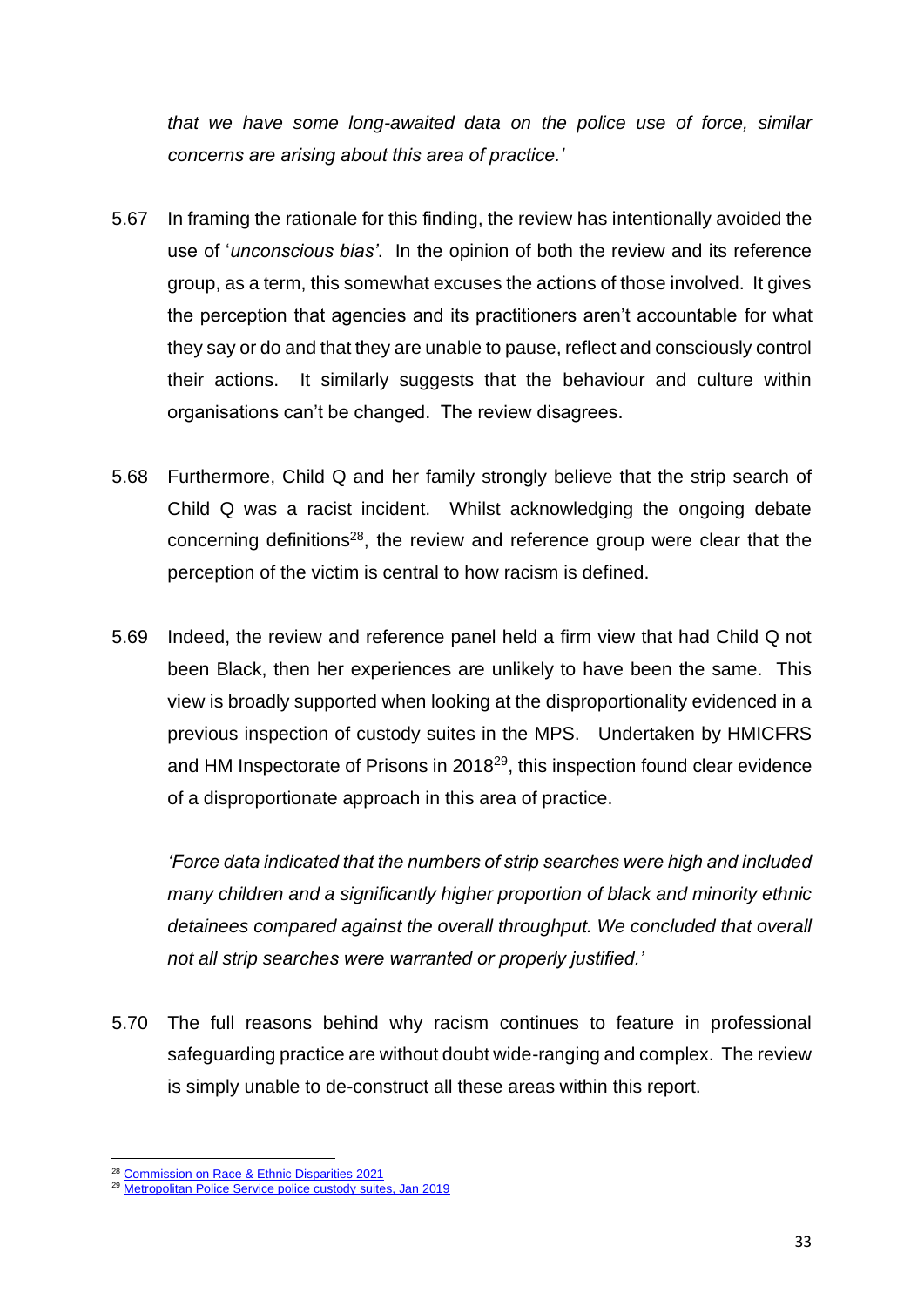*that we have some long-awaited data on the police use of force, similar concerns are arising about this area of practice.'*

5.67 In framing the rationale for this finding, the review has intentionally avoided the use of '*unconscious bias'*. In the opinion of both the review and its reference group, as a term, this somewhat excuses the actions of those involved. It gives the perception that agencies and its practitioners aren't accountable for what they say or do and that they are unable to pause, reflect and consciously control their actions. It similarly suggests that the behaviour and culture within organisations can't be changed. The review disagrees.

5.68 Furthermore, Child Q and her family strongly believe that the strip search of Child Q was a racist incident. Whilst acknowledging the ongoing debate concerning definitions[28], the review and reference group were clear that the perception of the victim is central to how racism is defined.

5.69 Indeed, the review and reference panel held a firm view that had Child Q not been Black, then her experiences are unlikely to have been the same. This view is broadly supported when looking at the disproportionality evidenced in a previous inspection of custody suites in the MPS. Undertaken by HMICFRS and HM Inspectorate of Prisons in 2018[29], this inspection found clear evidence of a disproportionate approach in this area of practice.

*'Force data indicated that the numbers of strip searches were high and included many children and a significantly higher proportion of black and minority ethnic detainees compared against the overall throughput. We concluded that overall not all strip searches were warranted or properly justified.'*

5.70 The full reasons behind why racism continues to feature in professional safeguarding practice are without doubt wide-ranging and complex. The review is simply unable to de-construct all these areas within this report.

---

[28] Commission on Race & Ethnic Disparities 2021

[29] Metropolitan Police Service police custody suites, Jan 2019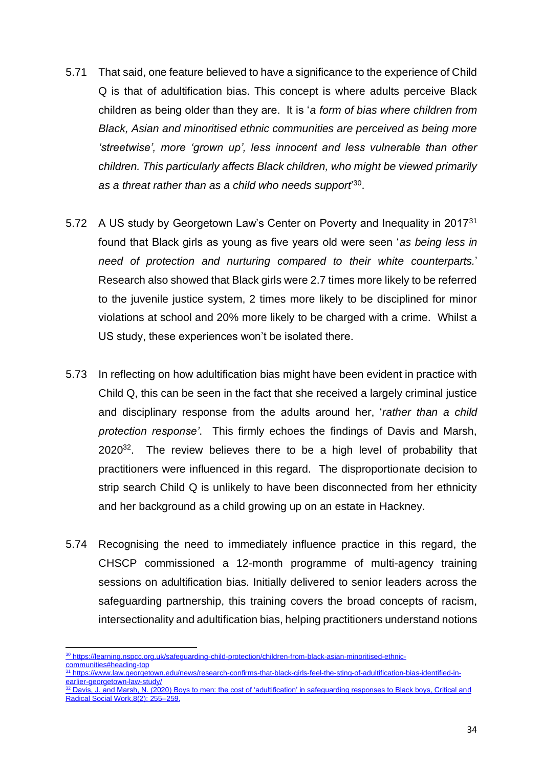5.71 That said, one feature believed to have a significance to the experience of Child Q is that of adultification bias. This concept is where adults perceive Black children as being older than they are. It is '*a form of bias where children from Black, Asian and minoritised ethnic communities are perceived as being more 'streetwise', more 'grown up', less innocent and less vulnerable than other children. This particularly affects Black children, who might be viewed primarily as a threat rather than as a child who needs support*'[30].

5.72 A US study by Georgetown Law's Center on Poverty and Inequality in 2017[31] found that Black girls as young as five years old were seen '*as being less in need of protection and nurturing compared to their white counterparts.*' Research also showed that Black girls were 2.7 times more likely to be referred to the juvenile justice system, 2 times more likely to be disciplined for minor violations at school and 20% more likely to be charged with a crime. Whilst a US study, these experiences won't be isolated there.

5.73 In reflecting on how adultification bias might have been evident in practice with Child Q, this can be seen in the fact that she received a largely criminal justice and disciplinary response from the adults around her, '*rather than a child protection response'*. This firmly echoes the findings of Davis and Marsh, 2020[32]. The review believes there to be a high level of probability that practitioners were influenced in this regard. The disproportionate decision to strip search Child Q is unlikely to have been disconnected from her ethnicity and her background as a child growing up on an estate in Hackney.

5.74 Recognising the need to immediately influence practice in this regard, the CHSCP commissioned a 12-month programme of multi-agency training sessions on adultification bias. Initially delivered to senior leaders across the safeguarding partnership, this training covers the broad concepts of racism, intersectionality and adultification bias, helping practitioners understand notions

---

[30] https://learning.nspcc.org.uk/safeguarding-child-protection/children-from-black-asian-minoritised-ethnic-communities#heading-top

[31] https://www.law.georgetown.edu/news/research-confirms-that-black-girls-feel-the-sting-of-adultification-bias-identified-in-earlier-georgetown-law-study/

[32] Davis, J. and Marsh, N. (2020) Boys to men: the cost of 'adultification' in safeguarding responses to Black boys, Critical and Radical Social Work,8(2): 255–259.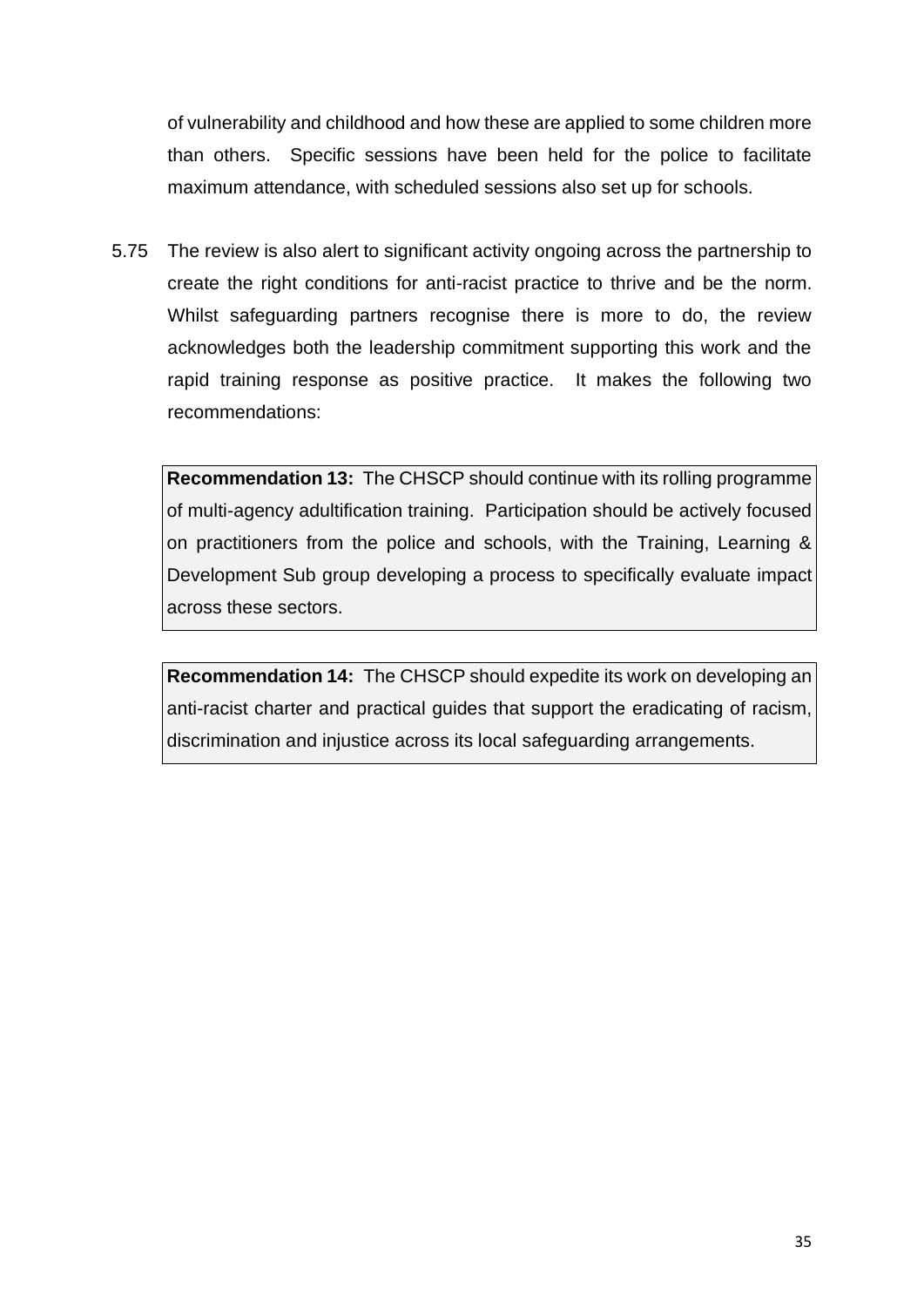of vulnerability and childhood and how these are applied to some children more than others. Specific sessions have been held for the police to facilitate maximum attendance, with scheduled sessions also set up for schools.

5.75 The review is also alert to significant activity ongoing across the partnership to create the right conditions for anti-racist practice to thrive and be the norm. Whilst safeguarding partners recognise there is more to do, the review acknowledges both the leadership commitment supporting this work and the rapid training response as positive practice. It makes the following two recommendations:

> **Recommendation 13:** The CHSCP should continue with its rolling programme of multi-agency adultification training. Participation should be actively focused on practitioners from the police and schools, with the Training, Learning & Development Sub group developing a process to specifically evaluate impact across these sectors.

> **Recommendation 14:** The CHSCP should expedite its work on developing an anti-racist charter and practical guides that support the eradicating of racism, discrimination and injustice across its local safeguarding arrangements.